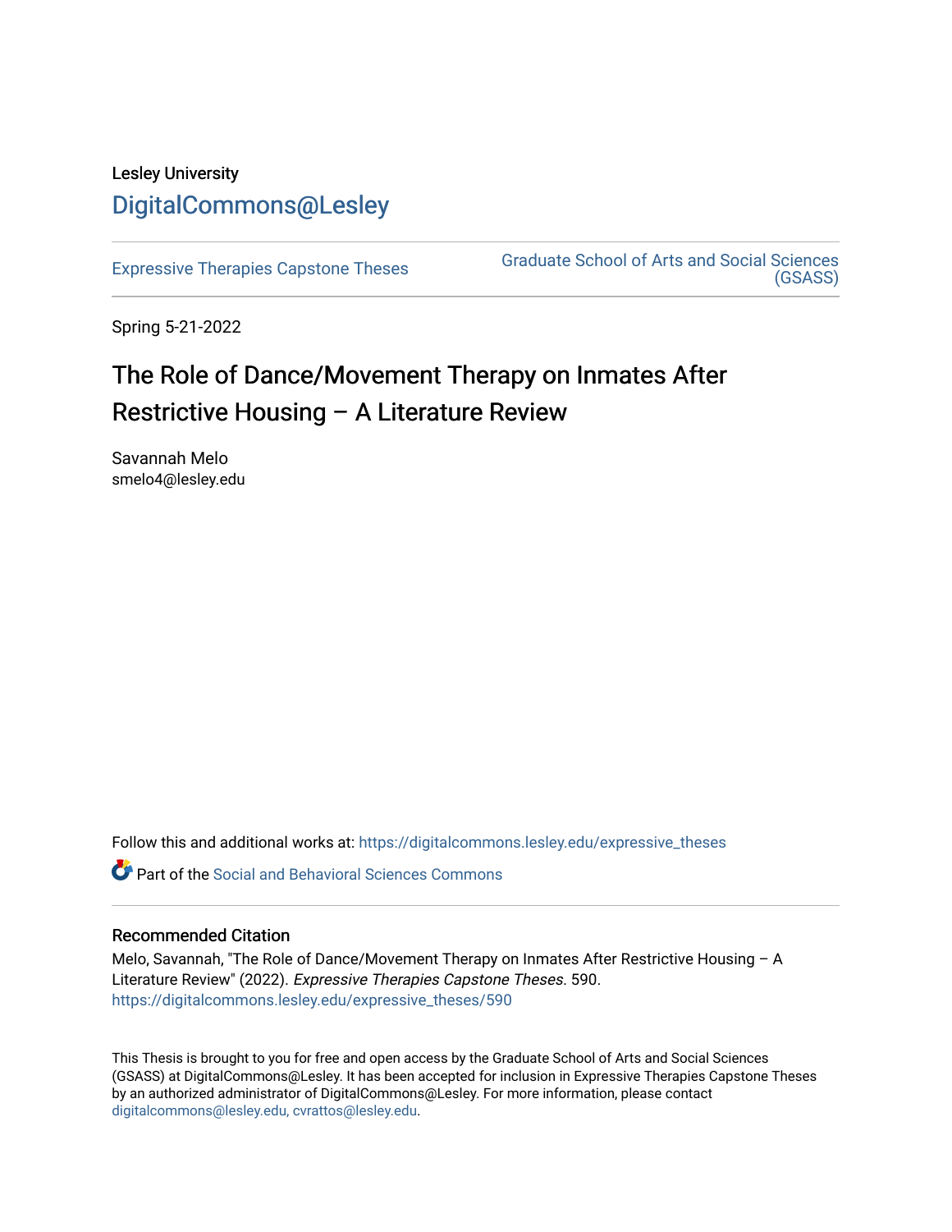Lesley University

DigitalCommons@Lesley

Expressive Therapies Capstone Theses

Graduate School of Arts and Social Sciences (GSASS)

Spring 5-21-2022

# The Role of Dance/Movement Therapy on Inmates After Restrictive Housing – A Literature Review

Savannah Melo
smelo4@lesley.edu

Follow this and additional works at: https://digitalcommons.lesley.edu/expressive_theses

Part of the Social and Behavioral Sciences Commons

## Recommended Citation

Melo, Savannah, "The Role of Dance/Movement Therapy on Inmates After Restrictive Housing – A Literature Review" (2022). *Expressive Therapies Capstone Theses*. 590.
https://digitalcommons.lesley.edu/expressive_theses/590

This Thesis is brought to you for free and open access by the Graduate School of Arts and Social Sciences (GSASS) at DigitalCommons@Lesley. It has been accepted for inclusion in Expressive Therapies Capstone Theses by an authorized administrator of DigitalCommons@Lesley. For more information, please contact digitalcommons@lesley.edu, cvrattos@lesley.edu.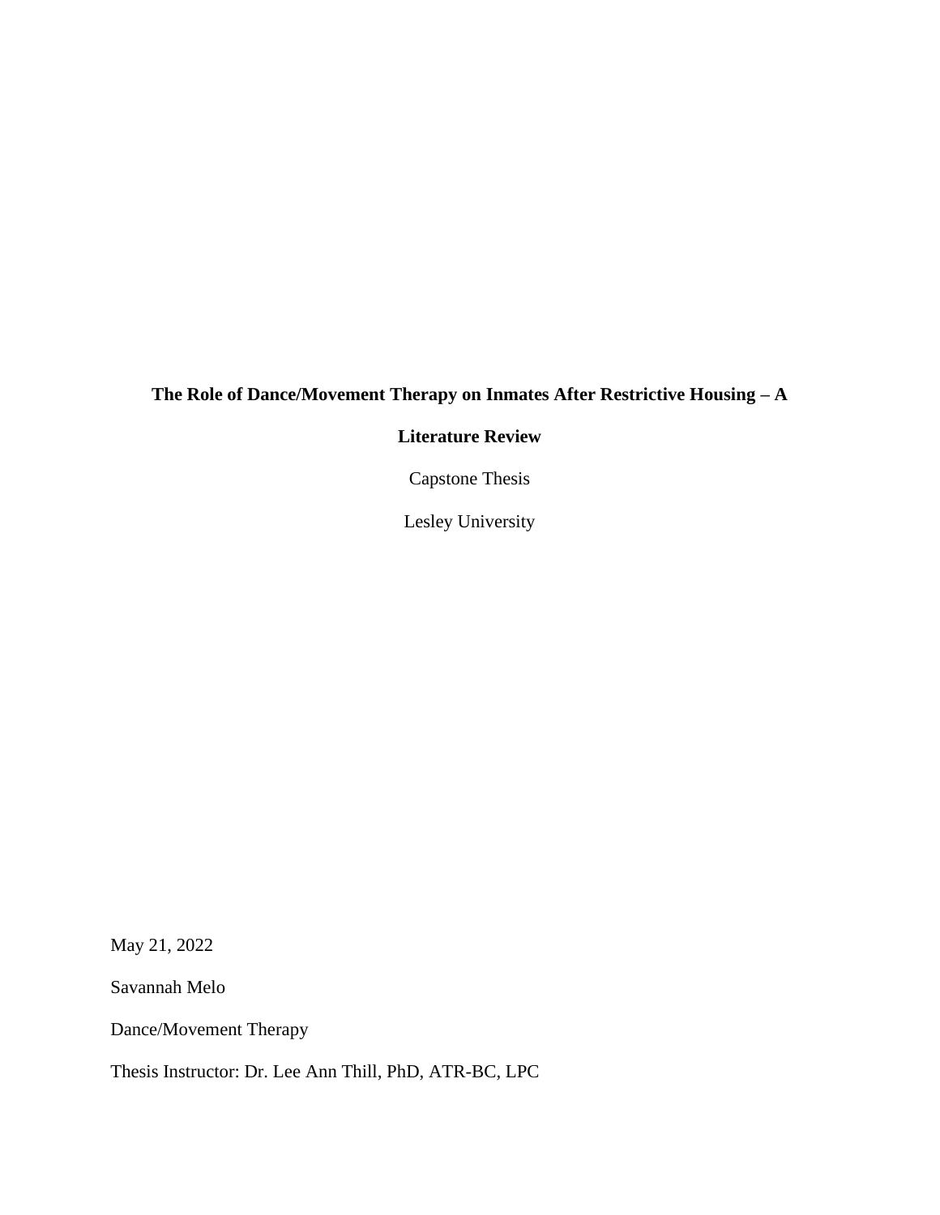**The Role of Dance/Movement Therapy on Inmates After Restrictive Housing – A Literature Review**

Capstone Thesis

Lesley University

May 21, 2022

Savannah Melo

Dance/Movement Therapy

Thesis Instructor: Dr. Lee Ann Thill, PhD, ATR-BC, LPC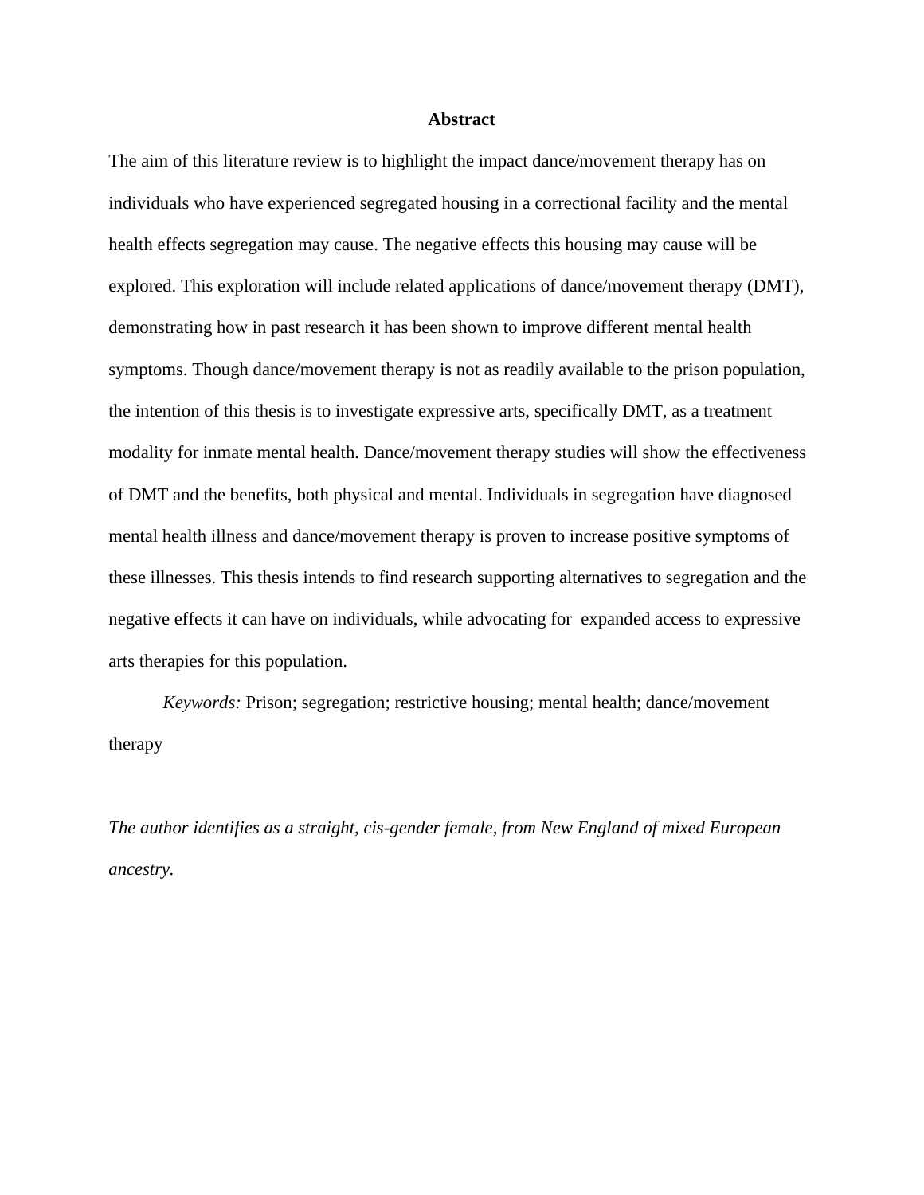# Abstract

The aim of this literature review is to highlight the impact dance/movement therapy has on individuals who have experienced segregated housing in a correctional facility and the mental health effects segregation may cause. The negative effects this housing may cause will be explored. This exploration will include related applications of dance/movement therapy (DMT), demonstrating how in past research it has been shown to improve different mental health symptoms. Though dance/movement therapy is not as readily available to the prison population, the intention of this thesis is to investigate expressive arts, specifically DMT, as a treatment modality for inmate mental health. Dance/movement therapy studies will show the effectiveness of DMT and the benefits, both physical and mental. Individuals in segregation have diagnosed mental health illness and dance/movement therapy is proven to increase positive symptoms of these illnesses. This thesis intends to find research supporting alternatives to segregation and the negative effects it can have on individuals, while advocating for expanded access to expressive arts therapies for this population.

*Keywords:* Prison; segregation; restrictive housing; mental health; dance/movement therapy

*The author identifies as a straight, cis-gender female, from New England of mixed European ancestry.*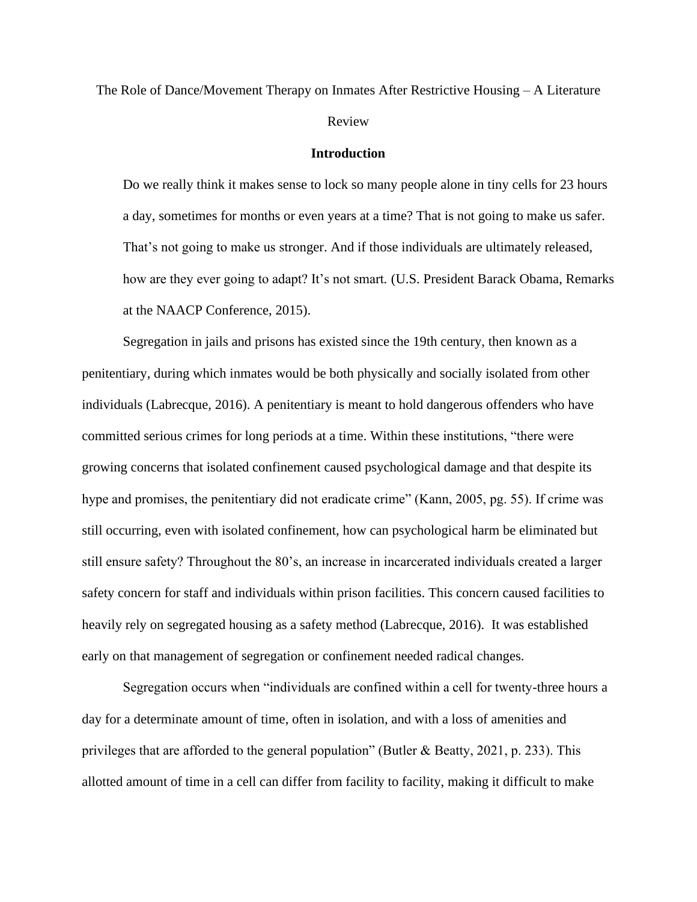The Role of Dance/Movement Therapy on Inmates After Restrictive Housing – A Literature Review

## Introduction

> Do we really think it makes sense to lock so many people alone in tiny cells for 23 hours a day, sometimes for months or even years at a time? That is not going to make us safer. That's not going to make us stronger. And if those individuals are ultimately released, how are they ever going to adapt? It's not smart. (U.S. President Barack Obama, Remarks at the NAACP Conference, 2015).

Segregation in jails and prisons has existed since the 19th century, then known as a penitentiary, during which inmates would be both physically and socially isolated from other individuals (Labrecque, 2016). A penitentiary is meant to hold dangerous offenders who have committed serious crimes for long periods at a time. Within these institutions, "there were growing concerns that isolated confinement caused psychological damage and that despite its hype and promises, the penitentiary did not eradicate crime" (Kann, 2005, pg. 55). If crime was still occurring, even with isolated confinement, how can psychological harm be eliminated but still ensure safety? Throughout the 80's, an increase in incarcerated individuals created a larger safety concern for staff and individuals within prison facilities. This concern caused facilities to heavily rely on segregated housing as a safety method (Labrecque, 2016). It was established early on that management of segregation or confinement needed radical changes.

Segregation occurs when "individuals are confined within a cell for twenty-three hours a day for a determinate amount of time, often in isolation, and with a loss of amenities and privileges that are afforded to the general population" (Butler & Beatty, 2021, p. 233). This allotted amount of time in a cell can differ from facility to facility, making it difficult to make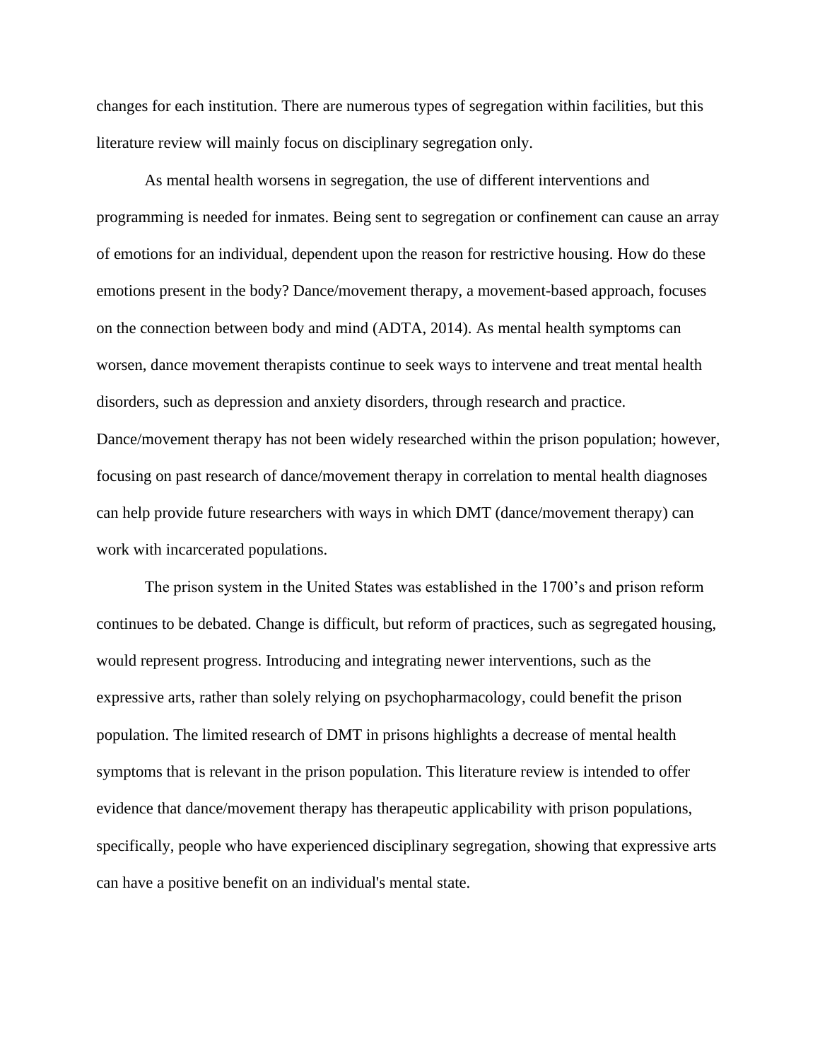changes for each institution. There are numerous types of segregation within facilities, but this literature review will mainly focus on disciplinary segregation only.

As mental health worsens in segregation, the use of different interventions and programming is needed for inmates. Being sent to segregation or confinement can cause an array of emotions for an individual, dependent upon the reason for restrictive housing. How do these emotions present in the body? Dance/movement therapy, a movement-based approach, focuses on the connection between body and mind (ADTA, 2014). As mental health symptoms can worsen, dance movement therapists continue to seek ways to intervene and treat mental health disorders, such as depression and anxiety disorders, through research and practice. Dance/movement therapy has not been widely researched within the prison population; however, focusing on past research of dance/movement therapy in correlation to mental health diagnoses can help provide future researchers with ways in which DMT (dance/movement therapy) can work with incarcerated populations.

The prison system in the United States was established in the 1700's and prison reform continues to be debated. Change is difficult, but reform of practices, such as segregated housing, would represent progress. Introducing and integrating newer interventions, such as the expressive arts, rather than solely relying on psychopharmacology, could benefit the prison population. The limited research of DMT in prisons highlights a decrease of mental health symptoms that is relevant in the prison population. This literature review is intended to offer evidence that dance/movement therapy has therapeutic applicability with prison populations, specifically, people who have experienced disciplinary segregation, showing that expressive arts can have a positive benefit on an individual's mental state.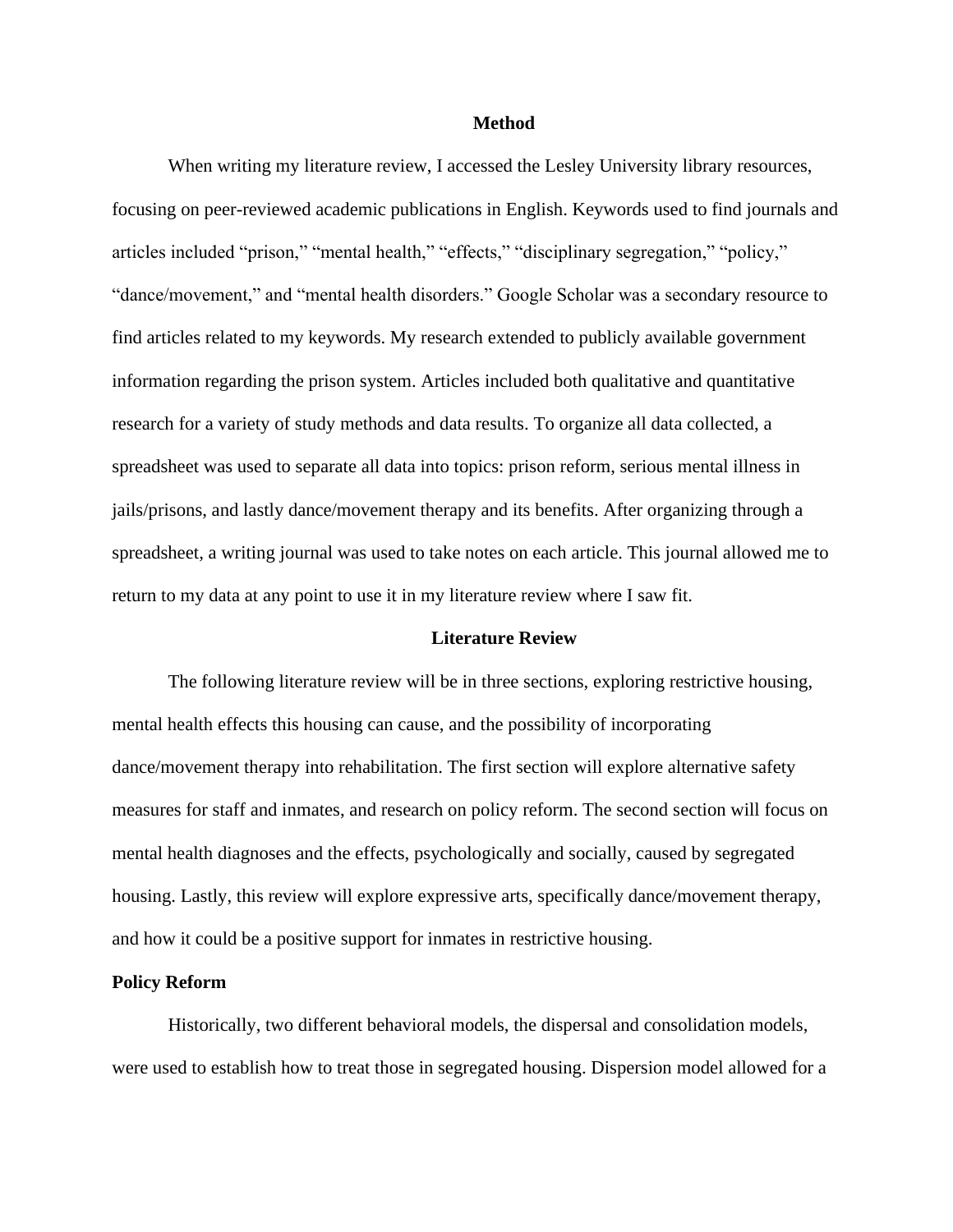## Method

When writing my literature review, I accessed the Lesley University library resources, focusing on peer-reviewed academic publications in English. Keywords used to find journals and articles included "prison," "mental health," "effects," "disciplinary segregation," "policy," "dance/movement," and "mental health disorders." Google Scholar was a secondary resource to find articles related to my keywords. My research extended to publicly available government information regarding the prison system. Articles included both qualitative and quantitative research for a variety of study methods and data results. To organize all data collected, a spreadsheet was used to separate all data into topics: prison reform, serious mental illness in jails/prisons, and lastly dance/movement therapy and its benefits. After organizing through a spreadsheet, a writing journal was used to take notes on each article. This journal allowed me to return to my data at any point to use it in my literature review where I saw fit.

## Literature Review

The following literature review will be in three sections, exploring restrictive housing, mental health effects this housing can cause, and the possibility of incorporating dance/movement therapy into rehabilitation. The first section will explore alternative safety measures for staff and inmates, and research on policy reform. The second section will focus on mental health diagnoses and the effects, psychologically and socially, caused by segregated housing. Lastly, this review will explore expressive arts, specifically dance/movement therapy, and how it could be a positive support for inmates in restrictive housing.

### Policy Reform

Historically, two different behavioral models, the dispersal and consolidation models, were used to establish how to treat those in segregated housing. Dispersion model allowed for a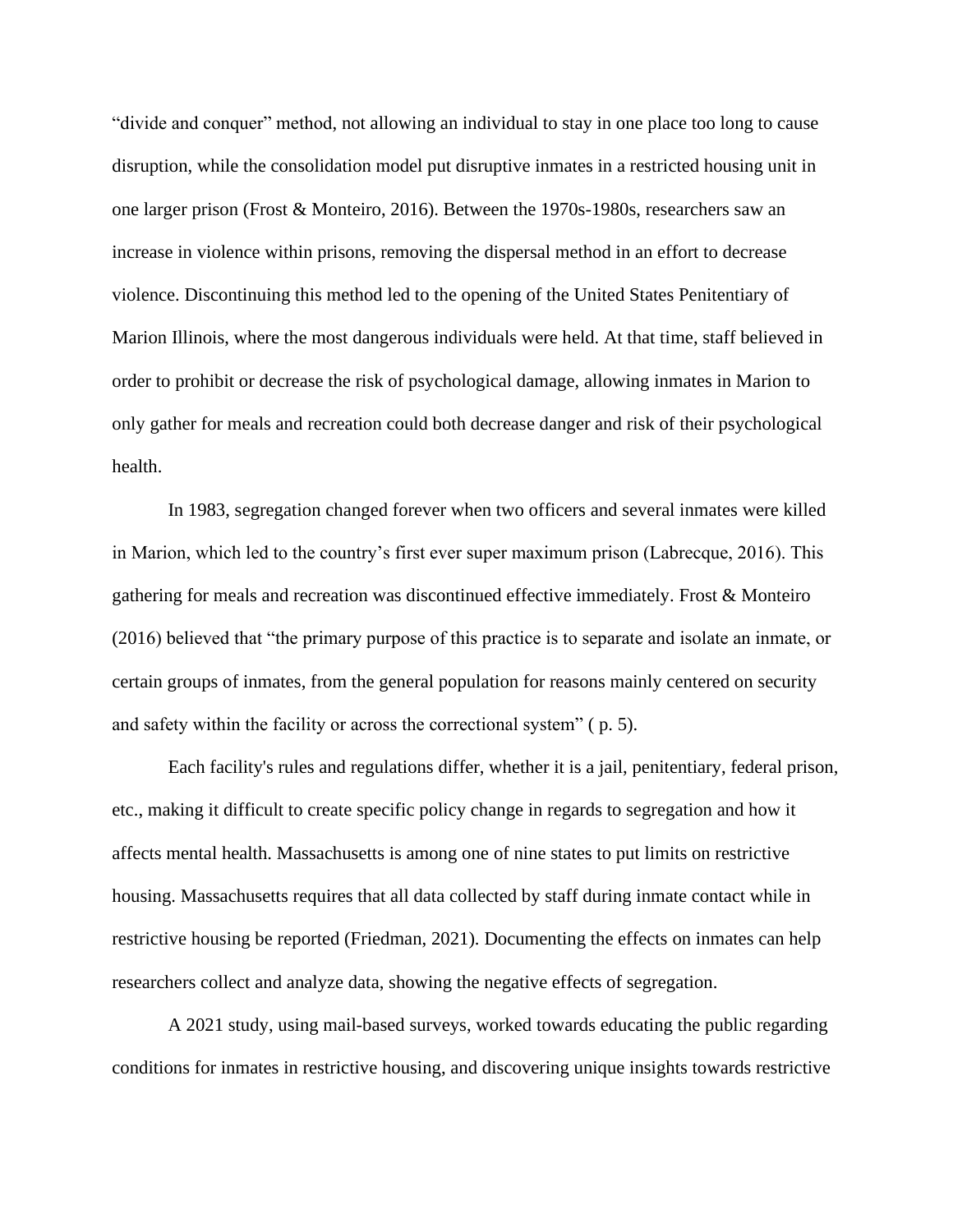"divide and conquer" method, not allowing an individual to stay in one place too long to cause disruption, while the consolidation model put disruptive inmates in a restricted housing unit in one larger prison (Frost & Monteiro, 2016). Between the 1970s-1980s, researchers saw an increase in violence within prisons, removing the dispersal method in an effort to decrease violence. Discontinuing this method led to the opening of the United States Penitentiary of Marion Illinois, where the most dangerous individuals were held. At that time, staff believed in order to prohibit or decrease the risk of psychological damage, allowing inmates in Marion to only gather for meals and recreation could both decrease danger and risk of their psychological health.

In 1983, segregation changed forever when two officers and several inmates were killed in Marion, which led to the country's first ever super maximum prison (Labrecque, 2016). This gathering for meals and recreation was discontinued effective immediately. Frost & Monteiro (2016) believed that "the primary purpose of this practice is to separate and isolate an inmate, or certain groups of inmates, from the general population for reasons mainly centered on security and safety within the facility or across the correctional system" ( p. 5).

Each facility's rules and regulations differ, whether it is a jail, penitentiary, federal prison, etc., making it difficult to create specific policy change in regards to segregation and how it affects mental health. Massachusetts is among one of nine states to put limits on restrictive housing. Massachusetts requires that all data collected by staff during inmate contact while in restrictive housing be reported (Friedman, 2021). Documenting the effects on inmates can help researchers collect and analyze data, showing the negative effects of segregation.

A 2021 study, using mail-based surveys, worked towards educating the public regarding conditions for inmates in restrictive housing, and discovering unique insights towards restrictive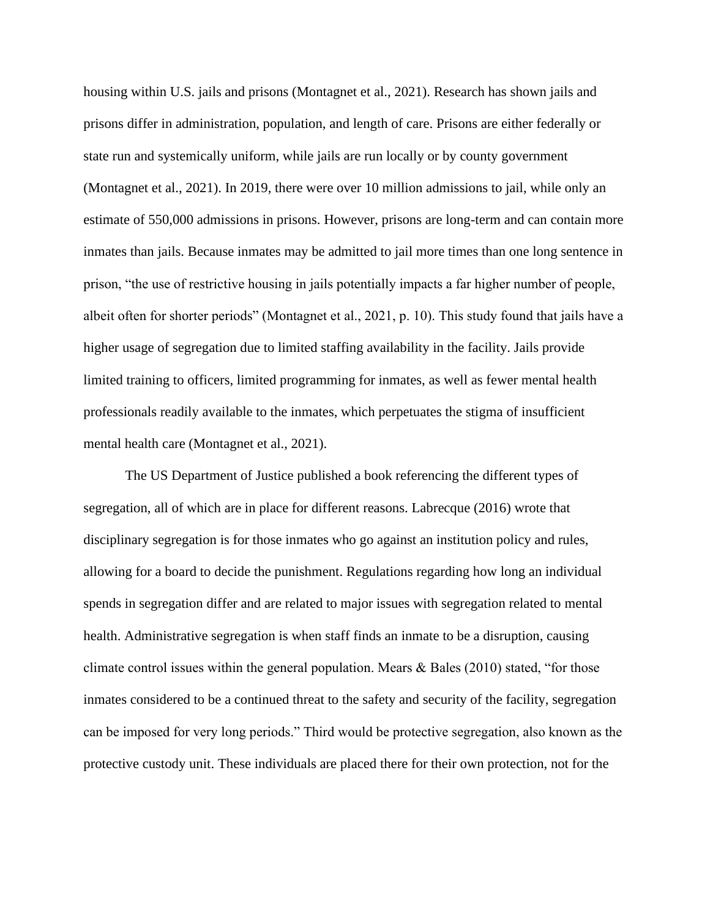housing within U.S. jails and prisons (Montagnet et al., 2021). Research has shown jails and prisons differ in administration, population, and length of care. Prisons are either federally or state run and systemically uniform, while jails are run locally or by county government (Montagnet et al., 2021). In 2019, there were over 10 million admissions to jail, while only an estimate of 550,000 admissions in prisons. However, prisons are long-term and can contain more inmates than jails. Because inmates may be admitted to jail more times than one long sentence in prison, "the use of restrictive housing in jails potentially impacts a far higher number of people, albeit often for shorter periods" (Montagnet et al., 2021, p. 10). This study found that jails have a higher usage of segregation due to limited staffing availability in the facility. Jails provide limited training to officers, limited programming for inmates, as well as fewer mental health professionals readily available to the inmates, which perpetuates the stigma of insufficient mental health care (Montagnet et al., 2021).

The US Department of Justice published a book referencing the different types of segregation, all of which are in place for different reasons. Labrecque (2016) wrote that disciplinary segregation is for those inmates who go against an institution policy and rules, allowing for a board to decide the punishment. Regulations regarding how long an individual spends in segregation differ and are related to major issues with segregation related to mental health. Administrative segregation is when staff finds an inmate to be a disruption, causing climate control issues within the general population. Mears & Bales (2010) stated, "for those inmates considered to be a continued threat to the safety and security of the facility, segregation can be imposed for very long periods." Third would be protective segregation, also known as the protective custody unit. These individuals are placed there for their own protection, not for the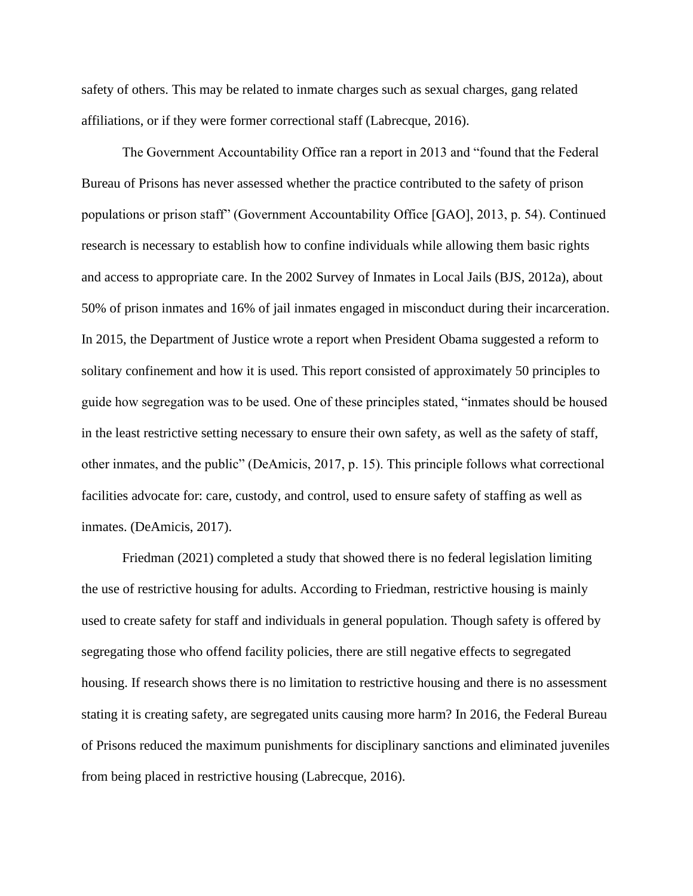safety of others. This may be related to inmate charges such as sexual charges, gang related affiliations, or if they were former correctional staff (Labrecque, 2016).

The Government Accountability Office ran a report in 2013 and "found that the Federal Bureau of Prisons has never assessed whether the practice contributed to the safety of prison populations or prison staff" (Government Accountability Office [GAO], 2013, p. 54). Continued research is necessary to establish how to confine individuals while allowing them basic rights and access to appropriate care. In the 2002 Survey of Inmates in Local Jails (BJS, 2012a), about 50% of prison inmates and 16% of jail inmates engaged in misconduct during their incarceration. In 2015, the Department of Justice wrote a report when President Obama suggested a reform to solitary confinement and how it is used. This report consisted of approximately 50 principles to guide how segregation was to be used. One of these principles stated, "inmates should be housed in the least restrictive setting necessary to ensure their own safety, as well as the safety of staff, other inmates, and the public" (DeAmicis, 2017, p. 15). This principle follows what correctional facilities advocate for: care, custody, and control, used to ensure safety of staffing as well as inmates. (DeAmicis, 2017).

Friedman (2021) completed a study that showed there is no federal legislation limiting the use of restrictive housing for adults. According to Friedman, restrictive housing is mainly used to create safety for staff and individuals in general population. Though safety is offered by segregating those who offend facility policies, there are still negative effects to segregated housing. If research shows there is no limitation to restrictive housing and there is no assessment stating it is creating safety, are segregated units causing more harm? In 2016, the Federal Bureau of Prisons reduced the maximum punishments for disciplinary sanctions and eliminated juveniles from being placed in restrictive housing (Labrecque, 2016).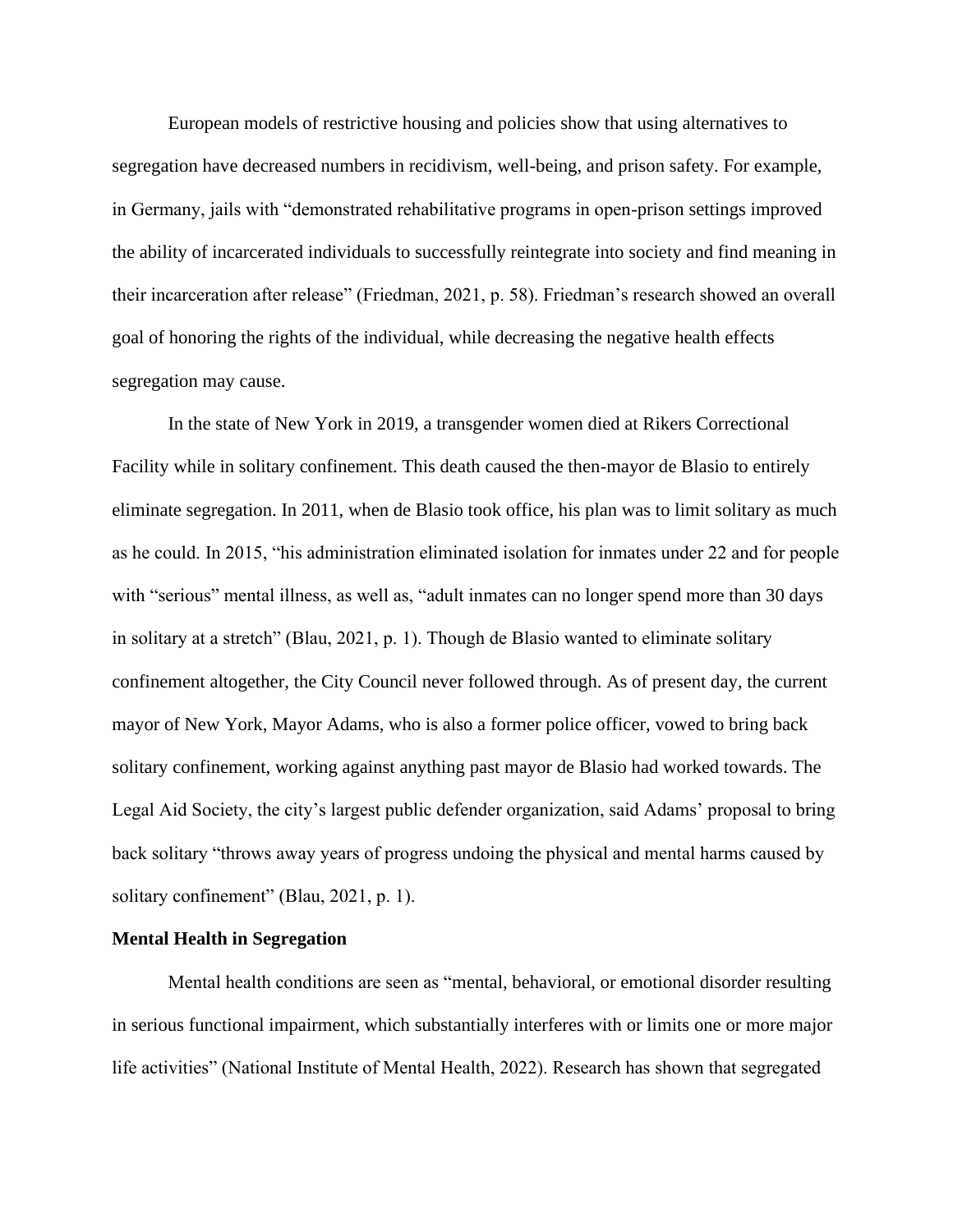European models of restrictive housing and policies show that using alternatives to segregation have decreased numbers in recidivism, well-being, and prison safety. For example, in Germany, jails with "demonstrated rehabilitative programs in open-prison settings improved the ability of incarcerated individuals to successfully reintegrate into society and find meaning in their incarceration after release" (Friedman, 2021, p. 58). Friedman's research showed an overall goal of honoring the rights of the individual, while decreasing the negative health effects segregation may cause.

In the state of New York in 2019, a transgender women died at Rikers Correctional Facility while in solitary confinement. This death caused the then-mayor de Blasio to entirely eliminate segregation. In 2011, when de Blasio took office, his plan was to limit solitary as much as he could. In 2015, "his administration eliminated isolation for inmates under 22 and for people with "serious" mental illness, as well as, "adult inmates can no longer spend more than 30 days in solitary at a stretch" (Blau, 2021, p. 1). Though de Blasio wanted to eliminate solitary confinement altogether, the City Council never followed through. As of present day, the current mayor of New York, Mayor Adams, who is also a former police officer, vowed to bring back solitary confinement, working against anything past mayor de Blasio had worked towards. The Legal Aid Society, the city's largest public defender organization, said Adams' proposal to bring back solitary "throws away years of progress undoing the physical and mental harms caused by solitary confinement" (Blau, 2021, p. 1).

**Mental Health in Segregation**

Mental health conditions are seen as "mental, behavioral, or emotional disorder resulting in serious functional impairment, which substantially interferes with or limits one or more major life activities" (National Institute of Mental Health, 2022). Research has shown that segregated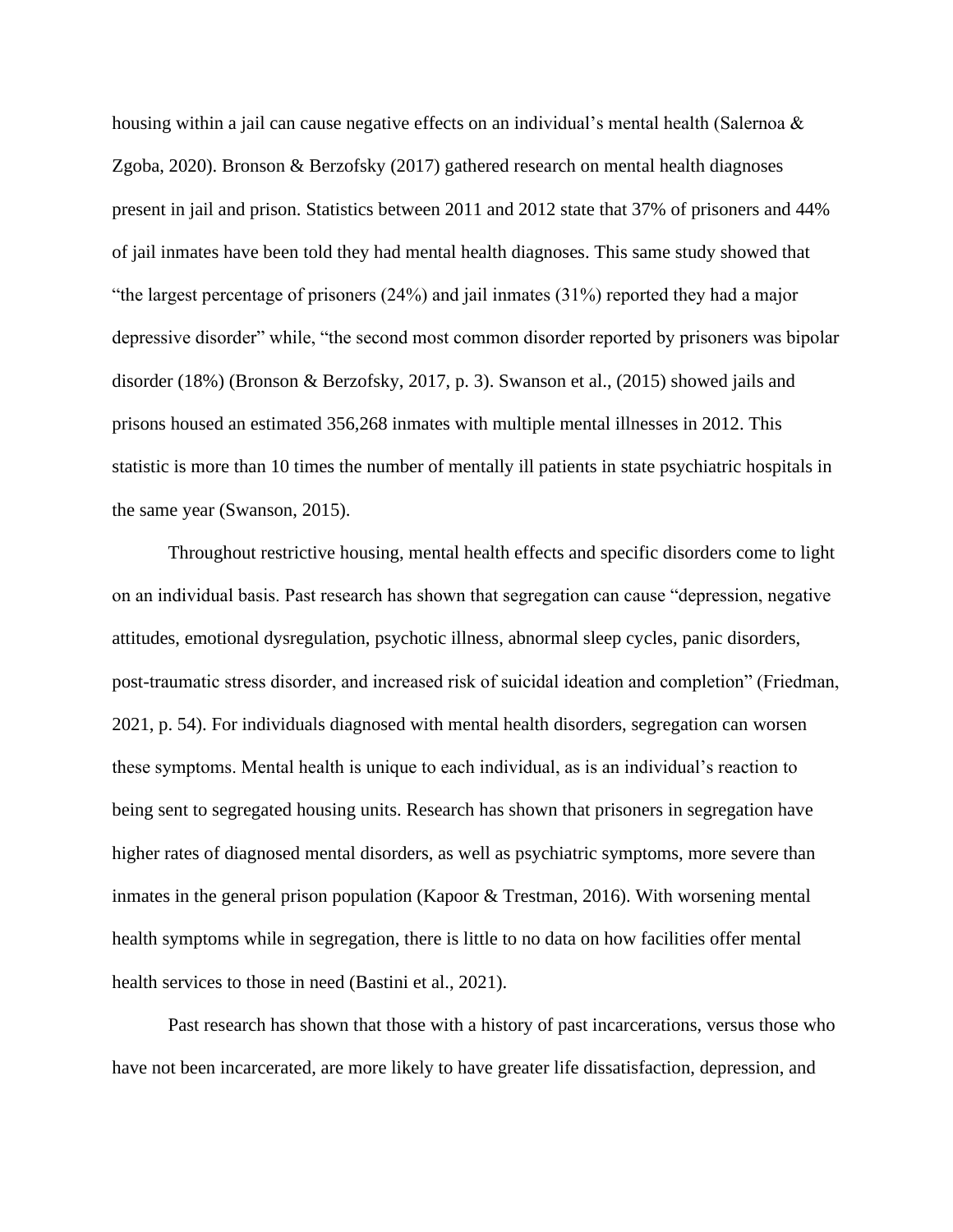housing within a jail can cause negative effects on an individual's mental health (Salernoa & Zgoba, 2020). Bronson & Berzofsky (2017) gathered research on mental health diagnoses present in jail and prison. Statistics between 2011 and 2012 state that 37% of prisoners and 44% of jail inmates have been told they had mental health diagnoses. This same study showed that "the largest percentage of prisoners (24%) and jail inmates (31%) reported they had a major depressive disorder" while, "the second most common disorder reported by prisoners was bipolar disorder (18%) (Bronson & Berzofsky, 2017, p. 3). Swanson et al., (2015) showed jails and prisons housed an estimated 356,268 inmates with multiple mental illnesses in 2012. This statistic is more than 10 times the number of mentally ill patients in state psychiatric hospitals in the same year (Swanson, 2015).

Throughout restrictive housing, mental health effects and specific disorders come to light on an individual basis. Past research has shown that segregation can cause "depression, negative attitudes, emotional dysregulation, psychotic illness, abnormal sleep cycles, panic disorders, post-traumatic stress disorder, and increased risk of suicidal ideation and completion" (Friedman, 2021, p. 54). For individuals diagnosed with mental health disorders, segregation can worsen these symptoms. Mental health is unique to each individual, as is an individual's reaction to being sent to segregated housing units. Research has shown that prisoners in segregation have higher rates of diagnosed mental disorders, as well as psychiatric symptoms, more severe than inmates in the general prison population (Kapoor & Trestman, 2016). With worsening mental health symptoms while in segregation, there is little to no data on how facilities offer mental health services to those in need (Bastini et al., 2021).

Past research has shown that those with a history of past incarcerations, versus those who have not been incarcerated, are more likely to have greater life dissatisfaction, depression, and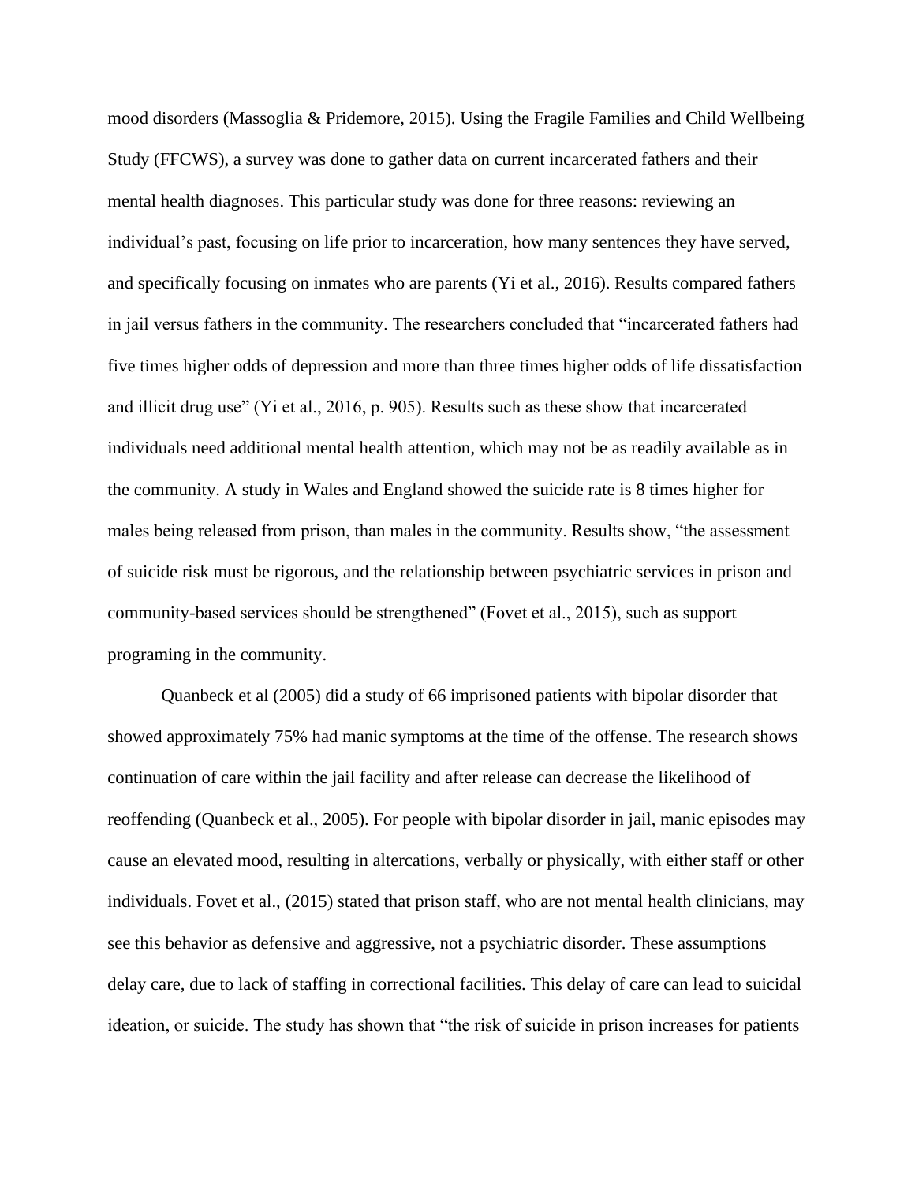mood disorders (Massoglia & Pridemore, 2015). Using the Fragile Families and Child Wellbeing Study (FFCWS), a survey was done to gather data on current incarcerated fathers and their mental health diagnoses. This particular study was done for three reasons: reviewing an individual's past, focusing on life prior to incarceration, how many sentences they have served, and specifically focusing on inmates who are parents (Yi et al., 2016). Results compared fathers in jail versus fathers in the community. The researchers concluded that "incarcerated fathers had five times higher odds of depression and more than three times higher odds of life dissatisfaction and illicit drug use" (Yi et al., 2016, p. 905). Results such as these show that incarcerated individuals need additional mental health attention, which may not be as readily available as in the community. A study in Wales and England showed the suicide rate is 8 times higher for males being released from prison, than males in the community. Results show, "the assessment of suicide risk must be rigorous, and the relationship between psychiatric services in prison and community-based services should be strengthened" (Fovet et al., 2015), such as support programing in the community.

Quanbeck et al (2005) did a study of 66 imprisoned patients with bipolar disorder that showed approximately 75% had manic symptoms at the time of the offense. The research shows continuation of care within the jail facility and after release can decrease the likelihood of reoffending (Quanbeck et al., 2005). For people with bipolar disorder in jail, manic episodes may cause an elevated mood, resulting in altercations, verbally or physically, with either staff or other individuals. Fovet et al., (2015) stated that prison staff, who are not mental health clinicians, may see this behavior as defensive and aggressive, not a psychiatric disorder. These assumptions delay care, due to lack of staffing in correctional facilities. This delay of care can lead to suicidal ideation, or suicide. The study has shown that "the risk of suicide in prison increases for patients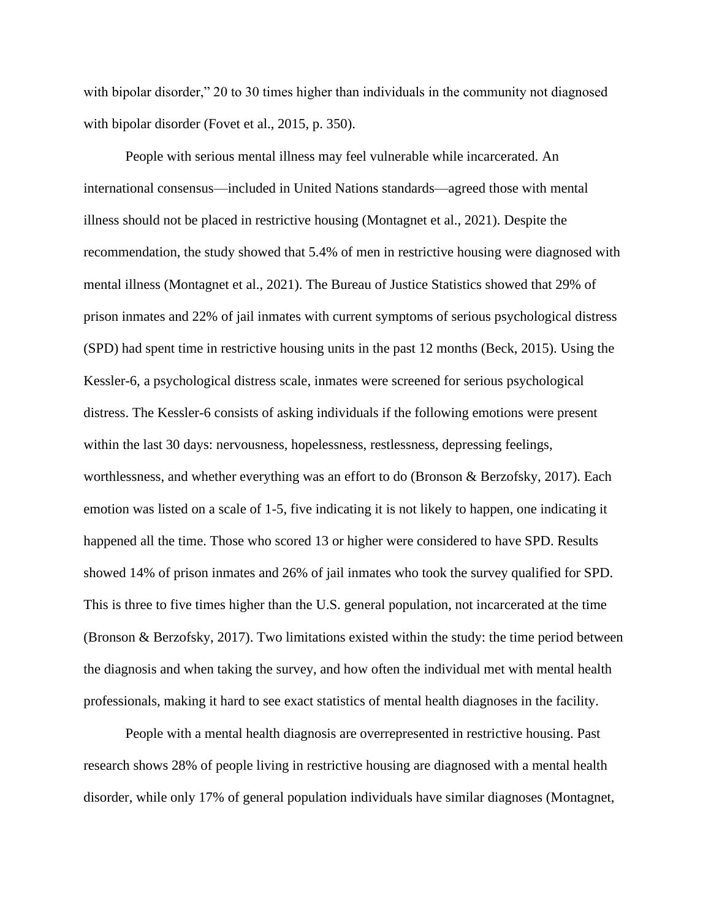with bipolar disorder," 20 to 30 times higher than individuals in the community not diagnosed with bipolar disorder (Fovet et al., 2015, p. 350).

People with serious mental illness may feel vulnerable while incarcerated. An international consensus—included in United Nations standards—agreed those with mental illness should not be placed in restrictive housing (Montagnet et al., 2021). Despite the recommendation, the study showed that 5.4% of men in restrictive housing were diagnosed with mental illness (Montagnet et al., 2021). The Bureau of Justice Statistics showed that 29% of prison inmates and 22% of jail inmates with current symptoms of serious psychological distress (SPD) had spent time in restrictive housing units in the past 12 months (Beck, 2015). Using the Kessler-6, a psychological distress scale, inmates were screened for serious psychological distress. The Kessler-6 consists of asking individuals if the following emotions were present within the last 30 days: nervousness, hopelessness, restlessness, depressing feelings, worthlessness, and whether everything was an effort to do (Bronson & Berzofsky, 2017). Each emotion was listed on a scale of 1-5, five indicating it is not likely to happen, one indicating it happened all the time. Those who scored 13 or higher were considered to have SPD. Results showed 14% of prison inmates and 26% of jail inmates who took the survey qualified for SPD. This is three to five times higher than the U.S. general population, not incarcerated at the time (Bronson & Berzofsky, 2017). Two limitations existed within the study: the time period between the diagnosis and when taking the survey, and how often the individual met with mental health professionals, making it hard to see exact statistics of mental health diagnoses in the facility.

People with a mental health diagnosis are overrepresented in restrictive housing. Past research shows 28% of people living in restrictive housing are diagnosed with a mental health disorder, while only 17% of general population individuals have similar diagnoses (Montagnet,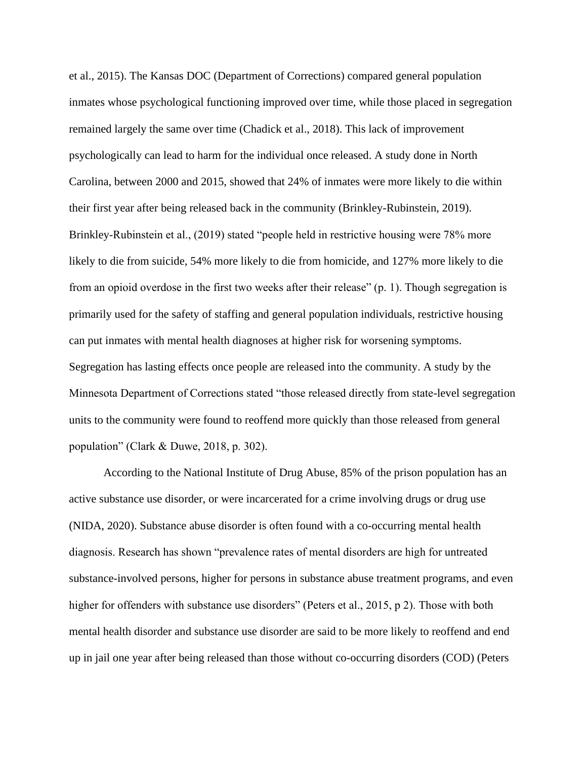et al., 2015). The Kansas DOC (Department of Corrections) compared general population inmates whose psychological functioning improved over time, while those placed in segregation remained largely the same over time (Chadick et al., 2018). This lack of improvement psychologically can lead to harm for the individual once released. A study done in North Carolina, between 2000 and 2015, showed that 24% of inmates were more likely to die within their first year after being released back in the community (Brinkley-Rubinstein, 2019). Brinkley-Rubinstein et al., (2019) stated "people held in restrictive housing were 78% more likely to die from suicide, 54% more likely to die from homicide, and 127% more likely to die from an opioid overdose in the first two weeks after their release" (p. 1). Though segregation is primarily used for the safety of staffing and general population individuals, restrictive housing can put inmates with mental health diagnoses at higher risk for worsening symptoms. Segregation has lasting effects once people are released into the community. A study by the Minnesota Department of Corrections stated "those released directly from state-level segregation units to the community were found to reoffend more quickly than those released from general population" (Clark & Duwe, 2018, p. 302).

According to the National Institute of Drug Abuse, 85% of the prison population has an active substance use disorder, or were incarcerated for a crime involving drugs or drug use (NIDA, 2020). Substance abuse disorder is often found with a co-occurring mental health diagnosis. Research has shown "prevalence rates of mental disorders are high for untreated substance-involved persons, higher for persons in substance abuse treatment programs, and even higher for offenders with substance use disorders" (Peters et al., 2015, p 2). Those with both mental health disorder and substance use disorder are said to be more likely to reoffend and end up in jail one year after being released than those without co-occurring disorders (COD) (Peters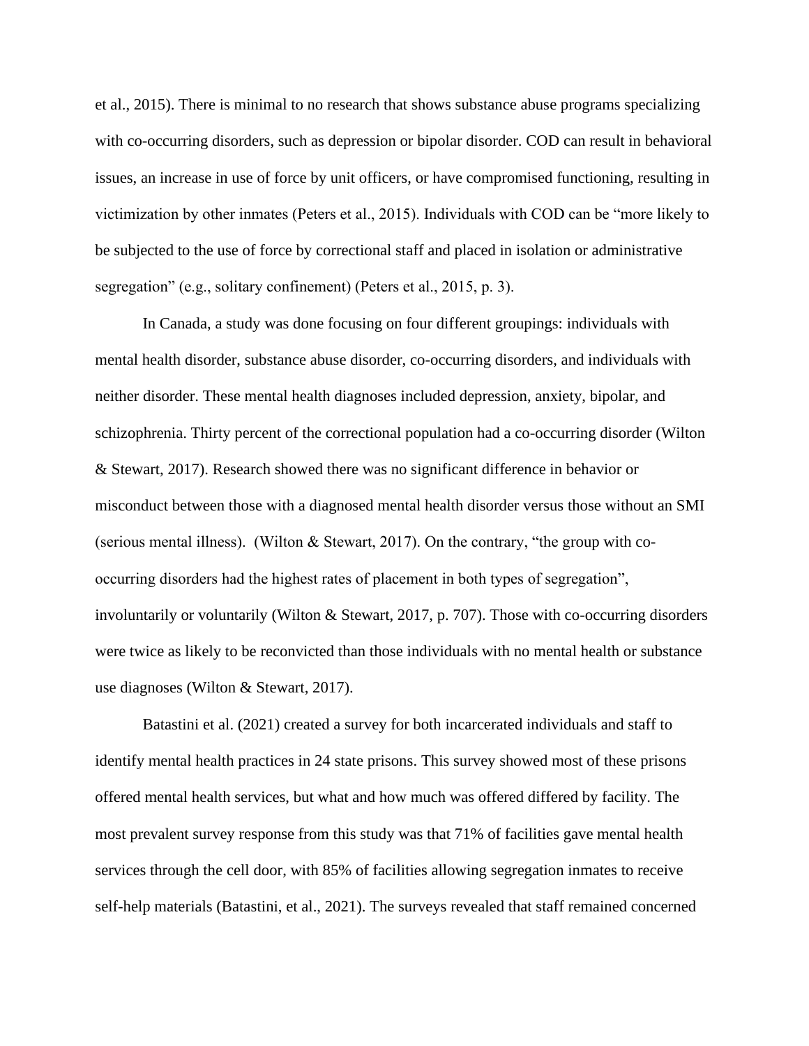et al., 2015). There is minimal to no research that shows substance abuse programs specializing with co-occurring disorders, such as depression or bipolar disorder. COD can result in behavioral issues, an increase in use of force by unit officers, or have compromised functioning, resulting in victimization by other inmates (Peters et al., 2015). Individuals with COD can be "more likely to be subjected to the use of force by correctional staff and placed in isolation or administrative segregation" (e.g., solitary confinement) (Peters et al., 2015, p. 3).

In Canada, a study was done focusing on four different groupings: individuals with mental health disorder, substance abuse disorder, co-occurring disorders, and individuals with neither disorder. These mental health diagnoses included depression, anxiety, bipolar, and schizophrenia. Thirty percent of the correctional population had a co-occurring disorder (Wilton & Stewart, 2017). Research showed there was no significant difference in behavior or misconduct between those with a diagnosed mental health disorder versus those without an SMI (serious mental illness). (Wilton & Stewart, 2017). On the contrary, "the group with co-occurring disorders had the highest rates of placement in both types of segregation", involuntarily or voluntarily (Wilton & Stewart, 2017, p. 707). Those with co-occurring disorders were twice as likely to be reconvicted than those individuals with no mental health or substance use diagnoses (Wilton & Stewart, 2017).

Batastini et al. (2021) created a survey for both incarcerated individuals and staff to identify mental health practices in 24 state prisons. This survey showed most of these prisons offered mental health services, but what and how much was offered differed by facility. The most prevalent survey response from this study was that 71% of facilities gave mental health services through the cell door, with 85% of facilities allowing segregation inmates to receive self-help materials (Batastini, et al., 2021). The surveys revealed that staff remained concerned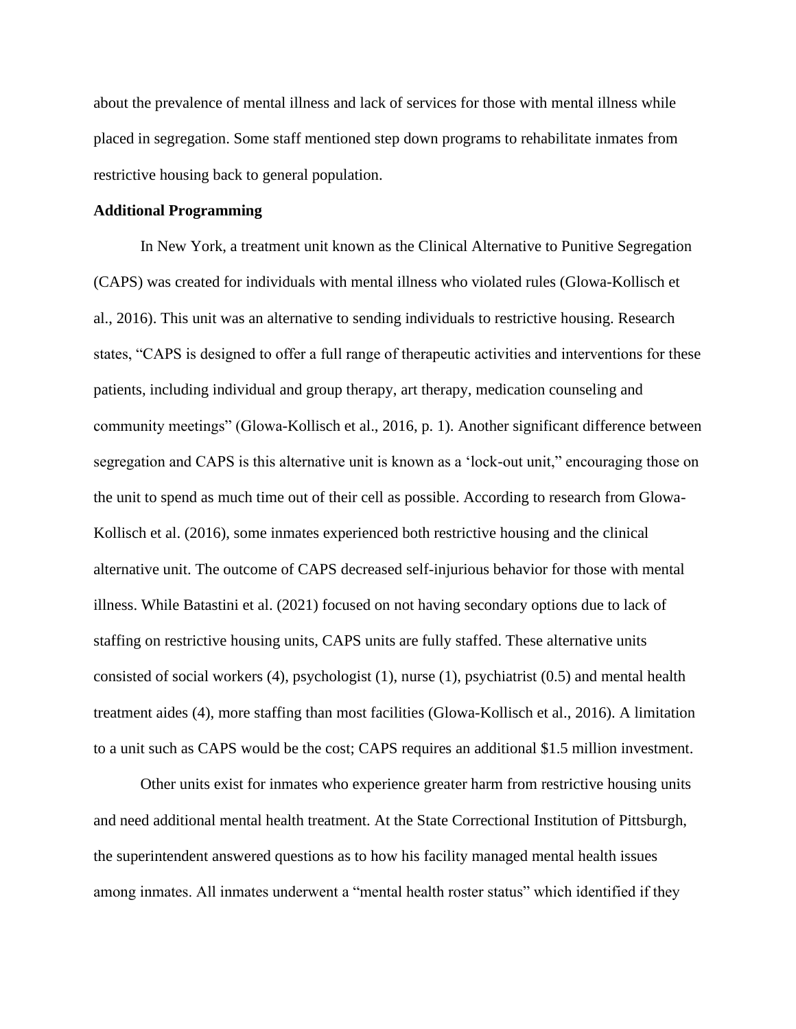about the prevalence of mental illness and lack of services for those with mental illness while placed in segregation. Some staff mentioned step down programs to rehabilitate inmates from restrictive housing back to general population.

**Additional Programming**

In New York, a treatment unit known as the Clinical Alternative to Punitive Segregation (CAPS) was created for individuals with mental illness who violated rules (Glowa-Kollisch et al., 2016). This unit was an alternative to sending individuals to restrictive housing. Research states, "CAPS is designed to offer a full range of therapeutic activities and interventions for these patients, including individual and group therapy, art therapy, medication counseling and community meetings" (Glowa-Kollisch et al., 2016, p. 1). Another significant difference between segregation and CAPS is this alternative unit is known as a 'lock-out unit," encouraging those on the unit to spend as much time out of their cell as possible. According to research from Glowa-Kollisch et al. (2016), some inmates experienced both restrictive housing and the clinical alternative unit. The outcome of CAPS decreased self-injurious behavior for those with mental illness. While Batastini et al. (2021) focused on not having secondary options due to lack of staffing on restrictive housing units, CAPS units are fully staffed. These alternative units consisted of social workers (4), psychologist (1), nurse (1), psychiatrist (0.5) and mental health treatment aides (4), more staffing than most facilities (Glowa-Kollisch et al., 2016). A limitation to a unit such as CAPS would be the cost; CAPS requires an additional $1.5 million investment.

Other units exist for inmates who experience greater harm from restrictive housing units and need additional mental health treatment. At the State Correctional Institution of Pittsburgh, the superintendent answered questions as to how his facility managed mental health issues among inmates. All inmates underwent a "mental health roster status" which identified if they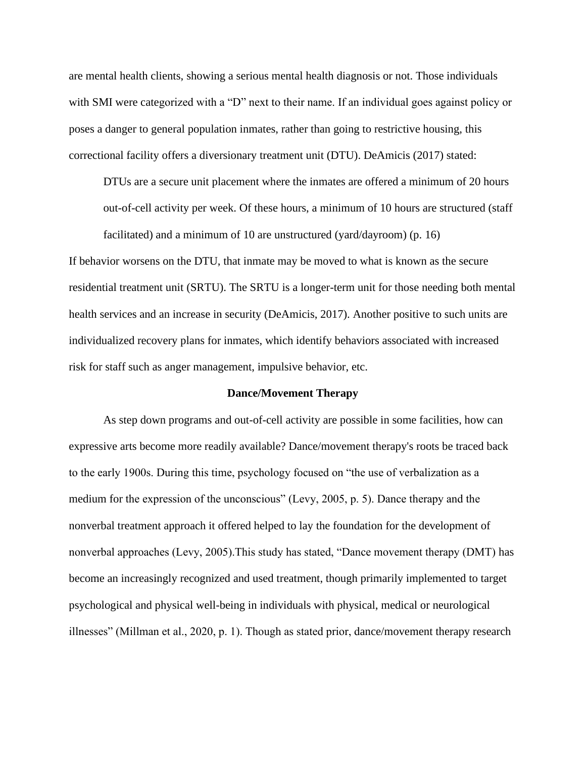are mental health clients, showing a serious mental health diagnosis or not. Those individuals with SMI were categorized with a "D" next to their name. If an individual goes against policy or poses a danger to general population inmates, rather than going to restrictive housing, this correctional facility offers a diversionary treatment unit (DTU). DeAmicis (2017) stated:

> DTUs are a secure unit placement where the inmates are offered a minimum of 20 hours out-of-cell activity per week. Of these hours, a minimum of 10 hours are structured (staff facilitated) and a minimum of 10 are unstructured (yard/dayroom) (p. 16)

If behavior worsens on the DTU, that inmate may be moved to what is known as the secure residential treatment unit (SRTU). The SRTU is a longer-term unit for those needing both mental health services and an increase in security (DeAmicis, 2017). Another positive to such units are individualized recovery plans for inmates, which identify behaviors associated with increased risk for staff such as anger management, impulsive behavior, etc.

## Dance/Movement Therapy

As step down programs and out-of-cell activity are possible in some facilities, how can expressive arts become more readily available? Dance/movement therapy's roots be traced back to the early 1900s. During this time, psychology focused on "the use of verbalization as a medium for the expression of the unconscious" (Levy, 2005, p. 5). Dance therapy and the nonverbal treatment approach it offered helped to lay the foundation for the development of nonverbal approaches (Levy, 2005).This study has stated, "Dance movement therapy (DMT) has become an increasingly recognized and used treatment, though primarily implemented to target psychological and physical well-being in individuals with physical, medical or neurological illnesses" (Millman et al., 2020, p. 1). Though as stated prior, dance/movement therapy research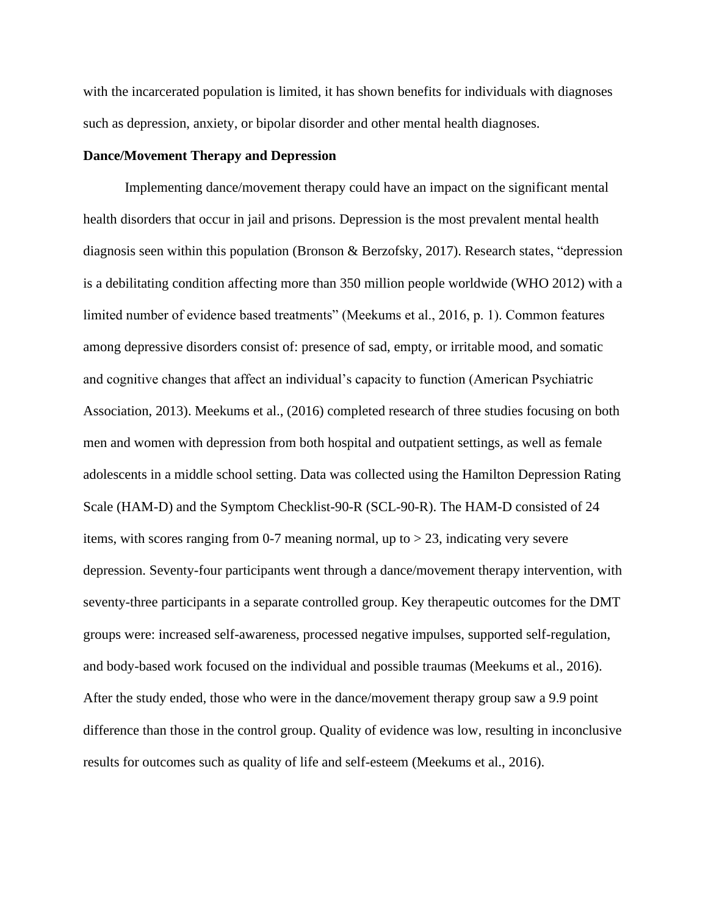with the incarcerated population is limited, it has shown benefits for individuals with diagnoses such as depression, anxiety, or bipolar disorder and other mental health diagnoses.

**Dance/Movement Therapy and Depression**

Implementing dance/movement therapy could have an impact on the significant mental health disorders that occur in jail and prisons. Depression is the most prevalent mental health diagnosis seen within this population (Bronson & Berzofsky, 2017). Research states, "depression is a debilitating condition affecting more than 350 million people worldwide (WHO 2012) with a limited number of evidence based treatments" (Meekums et al., 2016, p. 1). Common features among depressive disorders consist of: presence of sad, empty, or irritable mood, and somatic and cognitive changes that affect an individual's capacity to function (American Psychiatric Association, 2013). Meekums et al., (2016) completed research of three studies focusing on both men and women with depression from both hospital and outpatient settings, as well as female adolescents in a middle school setting. Data was collected using the Hamilton Depression Rating Scale (HAM-D) and the Symptom Checklist-90-R (SCL-90-R). The HAM-D consisted of 24 items, with scores ranging from 0-7 meaning normal, up to > 23, indicating very severe depression. Seventy-four participants went through a dance/movement therapy intervention, with seventy-three participants in a separate controlled group. Key therapeutic outcomes for the DMT groups were: increased self-awareness, processed negative impulses, supported self-regulation, and body-based work focused on the individual and possible traumas (Meekums et al., 2016). After the study ended, those who were in the dance/movement therapy group saw a 9.9 point difference than those in the control group. Quality of evidence was low, resulting in inconclusive results for outcomes such as quality of life and self-esteem (Meekums et al., 2016).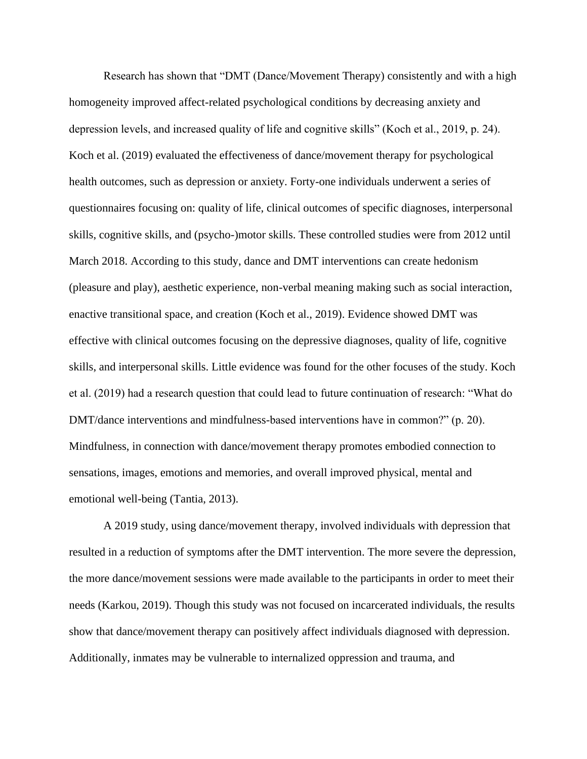Research has shown that "DMT (Dance/Movement Therapy) consistently and with a high homogeneity improved affect-related psychological conditions by decreasing anxiety and depression levels, and increased quality of life and cognitive skills" (Koch et al., 2019, p. 24). Koch et al. (2019) evaluated the effectiveness of dance/movement therapy for psychological health outcomes, such as depression or anxiety. Forty-one individuals underwent a series of questionnaires focusing on: quality of life, clinical outcomes of specific diagnoses, interpersonal skills, cognitive skills, and (psycho-)motor skills. These controlled studies were from 2012 until March 2018. According to this study, dance and DMT interventions can create hedonism (pleasure and play), aesthetic experience, non-verbal meaning making such as social interaction, enactive transitional space, and creation (Koch et al., 2019). Evidence showed DMT was effective with clinical outcomes focusing on the depressive diagnoses, quality of life, cognitive skills, and interpersonal skills. Little evidence was found for the other focuses of the study. Koch et al. (2019) had a research question that could lead to future continuation of research: "What do DMT/dance interventions and mindfulness-based interventions have in common?" (p. 20). Mindfulness, in connection with dance/movement therapy promotes embodied connection to sensations, images, emotions and memories, and overall improved physical, mental and emotional well-being (Tantia, 2013).

A 2019 study, using dance/movement therapy, involved individuals with depression that resulted in a reduction of symptoms after the DMT intervention. The more severe the depression, the more dance/movement sessions were made available to the participants in order to meet their needs (Karkou, 2019). Though this study was not focused on incarcerated individuals, the results show that dance/movement therapy can positively affect individuals diagnosed with depression. Additionally, inmates may be vulnerable to internalized oppression and trauma, and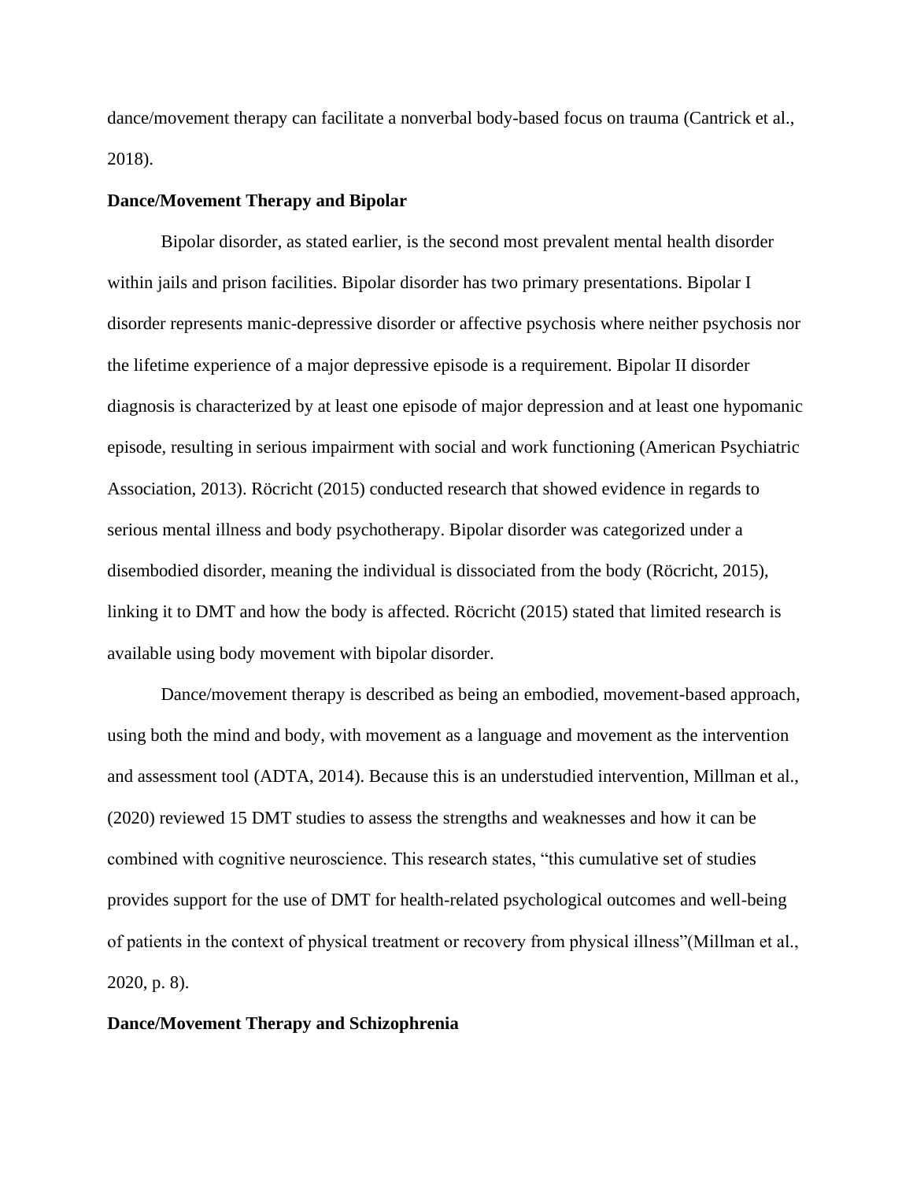dance/movement therapy can facilitate a nonverbal body-based focus on trauma (Cantrick et al., 2018).

**Dance/Movement Therapy and Bipolar**

Bipolar disorder, as stated earlier, is the second most prevalent mental health disorder within jails and prison facilities. Bipolar disorder has two primary presentations. Bipolar I disorder represents manic-depressive disorder or affective psychosis where neither psychosis nor the lifetime experience of a major depressive episode is a requirement. Bipolar II disorder diagnosis is characterized by at least one episode of major depression and at least one hypomanic episode, resulting in serious impairment with social and work functioning (American Psychiatric Association, 2013). Röcricht (2015) conducted research that showed evidence in regards to serious mental illness and body psychotherapy. Bipolar disorder was categorized under a disembodied disorder, meaning the individual is dissociated from the body (Röcricht, 2015), linking it to DMT and how the body is affected. Röcricht (2015) stated that limited research is available using body movement with bipolar disorder.

Dance/movement therapy is described as being an embodied, movement-based approach, using both the mind and body, with movement as a language and movement as the intervention and assessment tool (ADTA, 2014). Because this is an understudied intervention, Millman et al., (2020) reviewed 15 DMT studies to assess the strengths and weaknesses and how it can be combined with cognitive neuroscience. This research states, "this cumulative set of studies provides support for the use of DMT for health-related psychological outcomes and well-being of patients in the context of physical treatment or recovery from physical illness"(Millman et al., 2020, p. 8).

**Dance/Movement Therapy and Schizophrenia**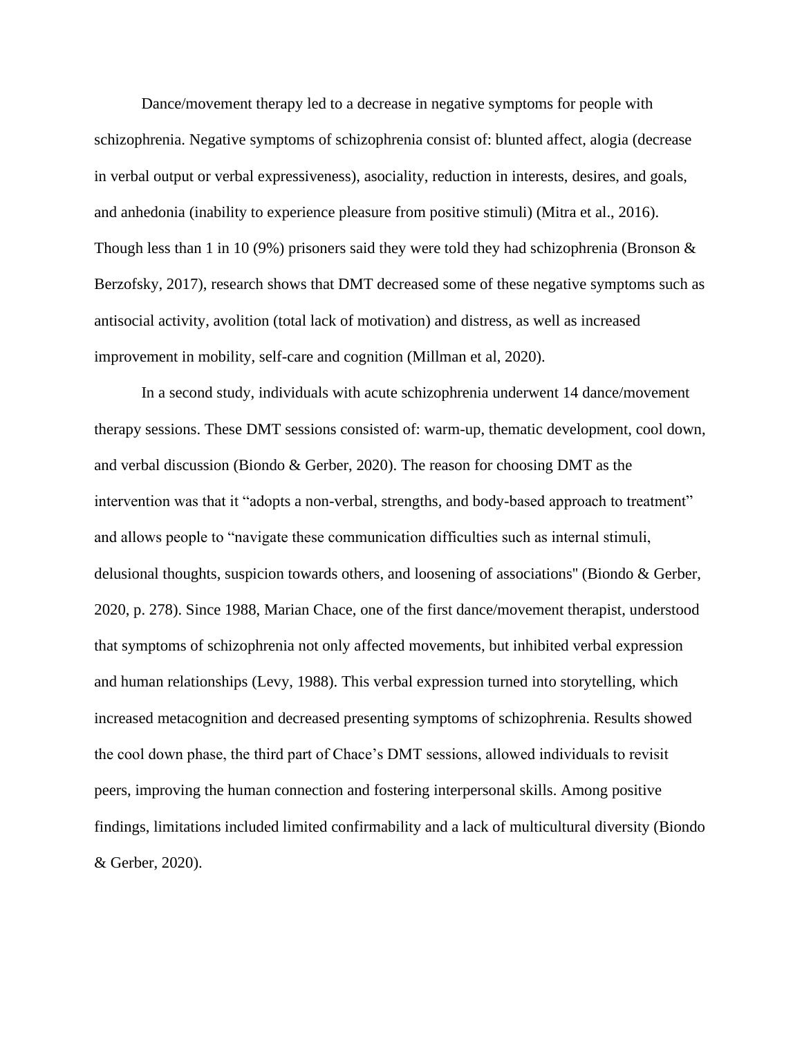Dance/movement therapy led to a decrease in negative symptoms for people with schizophrenia. Negative symptoms of schizophrenia consist of: blunted affect, alogia (decrease in verbal output or verbal expressiveness), asociality, reduction in interests, desires, and goals, and anhedonia (inability to experience pleasure from positive stimuli) (Mitra et al., 2016). Though less than 1 in 10 (9%) prisoners said they were told they had schizophrenia (Bronson & Berzofsky, 2017), research shows that DMT decreased some of these negative symptoms such as antisocial activity, avolition (total lack of motivation) and distress, as well as increased improvement in mobility, self-care and cognition (Millman et al, 2020).

In a second study, individuals with acute schizophrenia underwent 14 dance/movement therapy sessions. These DMT sessions consisted of: warm-up, thematic development, cool down, and verbal discussion (Biondo & Gerber, 2020). The reason for choosing DMT as the intervention was that it "adopts a non-verbal, strengths, and body-based approach to treatment" and allows people to "navigate these communication difficulties such as internal stimuli, delusional thoughts, suspicion towards others, and loosening of associations" (Biondo & Gerber, 2020, p. 278). Since 1988, Marian Chace, one of the first dance/movement therapist, understood that symptoms of schizophrenia not only affected movements, but inhibited verbal expression and human relationships (Levy, 1988). This verbal expression turned into storytelling, which increased metacognition and decreased presenting symptoms of schizophrenia. Results showed the cool down phase, the third part of Chace's DMT sessions, allowed individuals to revisit peers, improving the human connection and fostering interpersonal skills. Among positive findings, limitations included limited confirmability and a lack of multicultural diversity (Biondo & Gerber, 2020).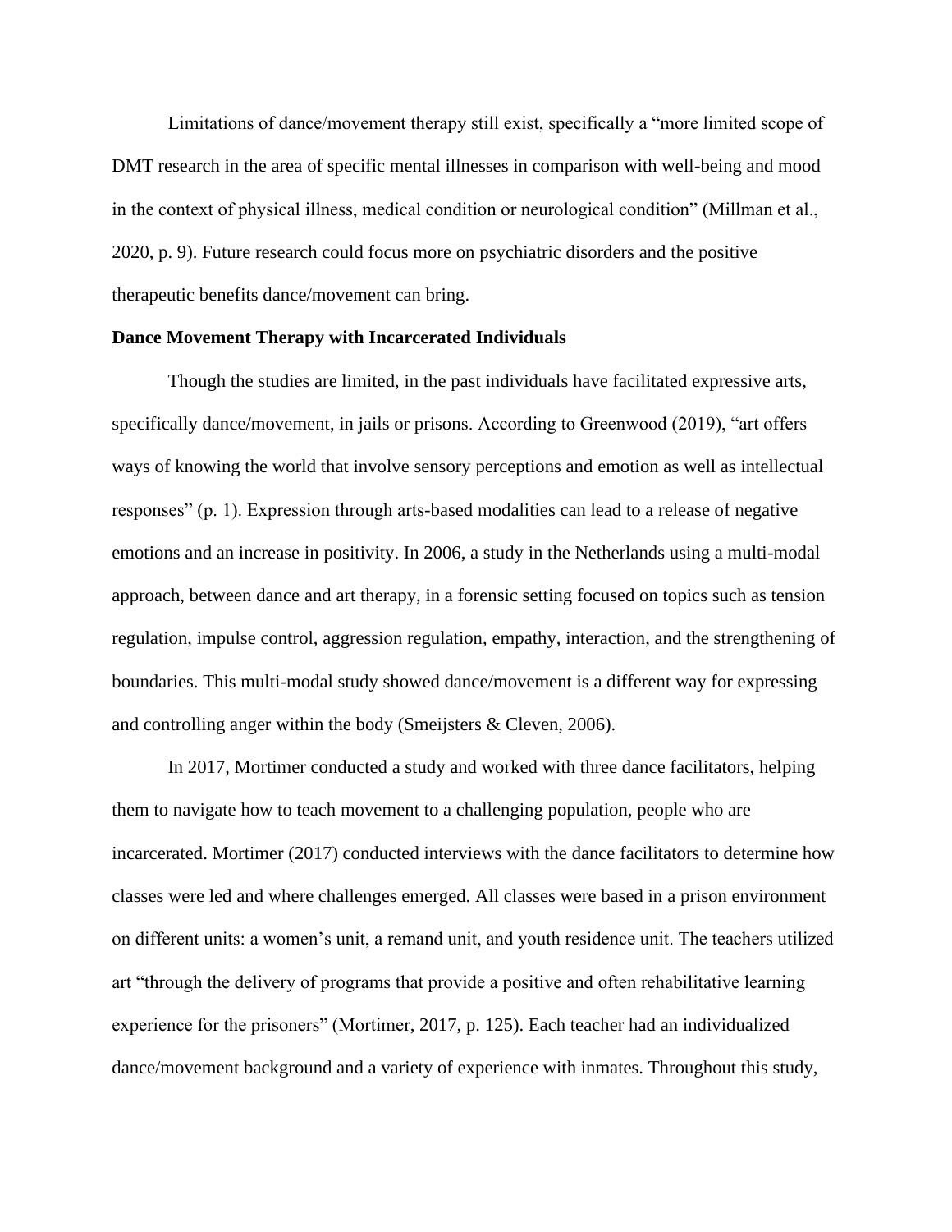Limitations of dance/movement therapy still exist, specifically a "more limited scope of DMT research in the area of specific mental illnesses in comparison with well-being and mood in the context of physical illness, medical condition or neurological condition" (Millman et al., 2020, p. 9). Future research could focus more on psychiatric disorders and the positive therapeutic benefits dance/movement can bring.

**Dance Movement Therapy with Incarcerated Individuals**

Though the studies are limited, in the past individuals have facilitated expressive arts, specifically dance/movement, in jails or prisons. According to Greenwood (2019), "art offers ways of knowing the world that involve sensory perceptions and emotion as well as intellectual responses" (p. 1). Expression through arts-based modalities can lead to a release of negative emotions and an increase in positivity. In 2006, a study in the Netherlands using a multi-modal approach, between dance and art therapy, in a forensic setting focused on topics such as tension regulation, impulse control, aggression regulation, empathy, interaction, and the strengthening of boundaries. This multi-modal study showed dance/movement is a different way for expressing and controlling anger within the body (Smeijsters & Cleven, 2006).

In 2017, Mortimer conducted a study and worked with three dance facilitators, helping them to navigate how to teach movement to a challenging population, people who are incarcerated. Mortimer (2017) conducted interviews with the dance facilitators to determine how classes were led and where challenges emerged. All classes were based in a prison environment on different units: a women's unit, a remand unit, and youth residence unit. The teachers utilized art "through the delivery of programs that provide a positive and often rehabilitative learning experience for the prisoners" (Mortimer, 2017, p. 125). Each teacher had an individualized dance/movement background and a variety of experience with inmates. Throughout this study,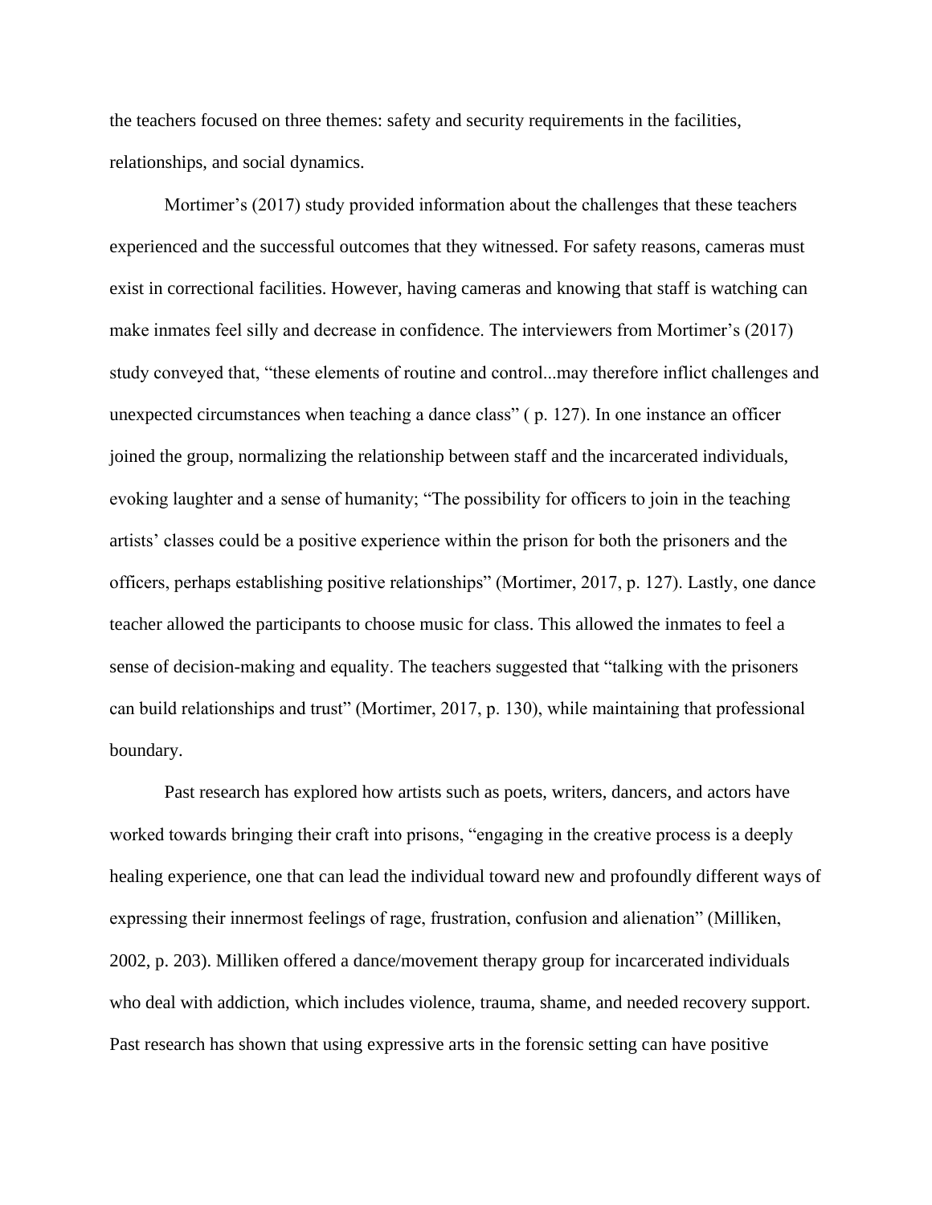the teachers focused on three themes: safety and security requirements in the facilities, relationships, and social dynamics.

Mortimer's (2017) study provided information about the challenges that these teachers experienced and the successful outcomes that they witnessed. For safety reasons, cameras must exist in correctional facilities. However, having cameras and knowing that staff is watching can make inmates feel silly and decrease in confidence. The interviewers from Mortimer's (2017) study conveyed that, "these elements of routine and control...may therefore inflict challenges and unexpected circumstances when teaching a dance class" ( p. 127). In one instance an officer joined the group, normalizing the relationship between staff and the incarcerated individuals, evoking laughter and a sense of humanity; "The possibility for officers to join in the teaching artists' classes could be a positive experience within the prison for both the prisoners and the officers, perhaps establishing positive relationships" (Mortimer, 2017, p. 127). Lastly, one dance teacher allowed the participants to choose music for class. This allowed the inmates to feel a sense of decision-making and equality. The teachers suggested that "talking with the prisoners can build relationships and trust" (Mortimer, 2017, p. 130), while maintaining that professional boundary.

Past research has explored how artists such as poets, writers, dancers, and actors have worked towards bringing their craft into prisons, "engaging in the creative process is a deeply healing experience, one that can lead the individual toward new and profoundly different ways of expressing their innermost feelings of rage, frustration, confusion and alienation" (Milliken, 2002, p. 203). Milliken offered a dance/movement therapy group for incarcerated individuals who deal with addiction, which includes violence, trauma, shame, and needed recovery support. Past research has shown that using expressive arts in the forensic setting can have positive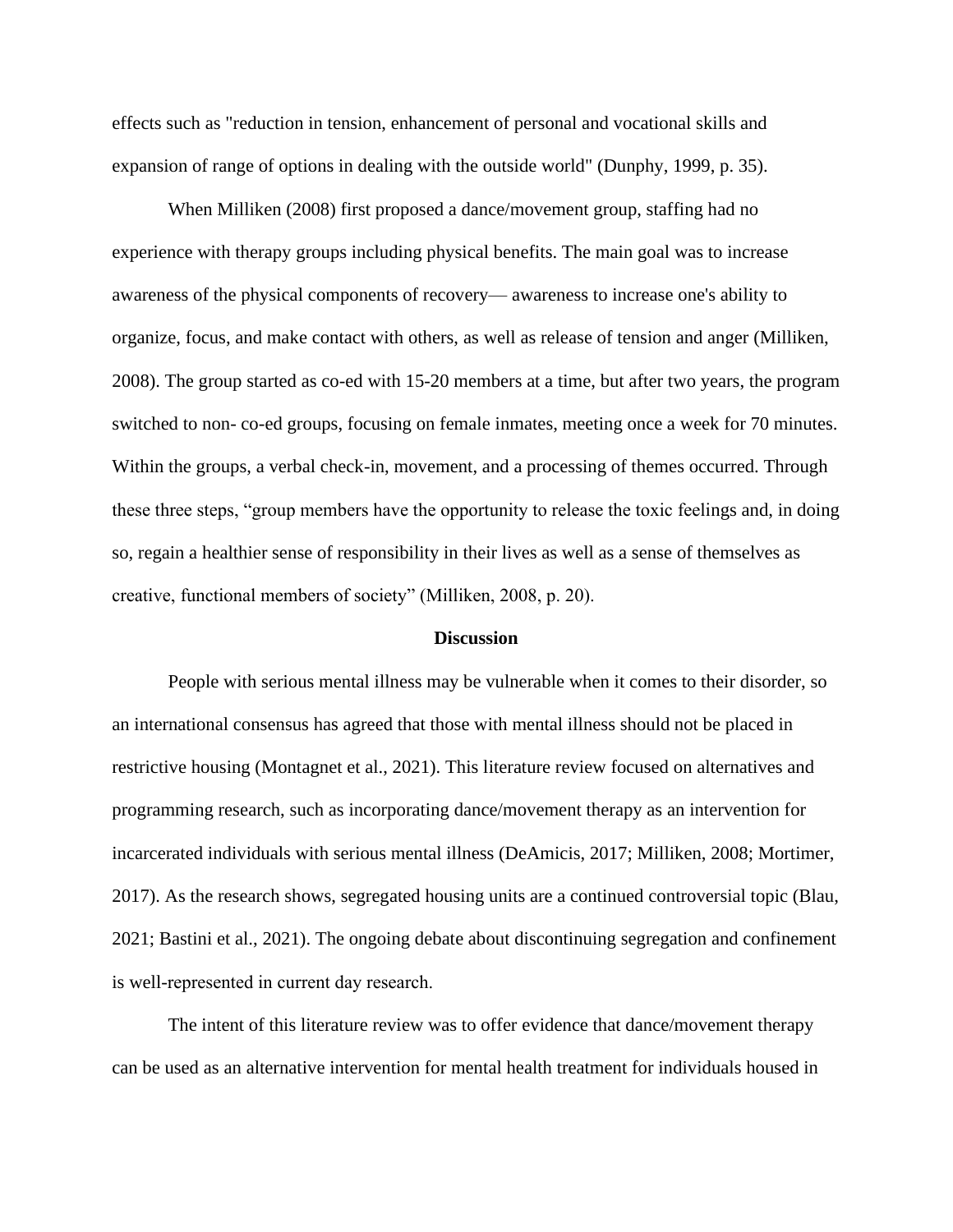effects such as "reduction in tension, enhancement of personal and vocational skills and expansion of range of options in dealing with the outside world" (Dunphy, 1999, p. 35).

When Milliken (2008) first proposed a dance/movement group, staffing had no experience with therapy groups including physical benefits. The main goal was to increase awareness of the physical components of recovery— awareness to increase one's ability to organize, focus, and make contact with others, as well as release of tension and anger (Milliken, 2008). The group started as co-ed with 15-20 members at a time, but after two years, the program switched to non- co-ed groups, focusing on female inmates, meeting once a week for 70 minutes. Within the groups, a verbal check-in, movement, and a processing of themes occurred. Through these three steps, "group members have the opportunity to release the toxic feelings and, in doing so, regain a healthier sense of responsibility in their lives as well as a sense of themselves as creative, functional members of society" (Milliken, 2008, p. 20).

## Discussion

People with serious mental illness may be vulnerable when it comes to their disorder, so an international consensus has agreed that those with mental illness should not be placed in restrictive housing (Montagnet et al., 2021). This literature review focused on alternatives and programming research, such as incorporating dance/movement therapy as an intervention for incarcerated individuals with serious mental illness (DeAmicis, 2017; Milliken, 2008; Mortimer, 2017). As the research shows, segregated housing units are a continued controversial topic (Blau, 2021; Bastini et al., 2021). The ongoing debate about discontinuing segregation and confinement is well-represented in current day research.

The intent of this literature review was to offer evidence that dance/movement therapy can be used as an alternative intervention for mental health treatment for individuals housed in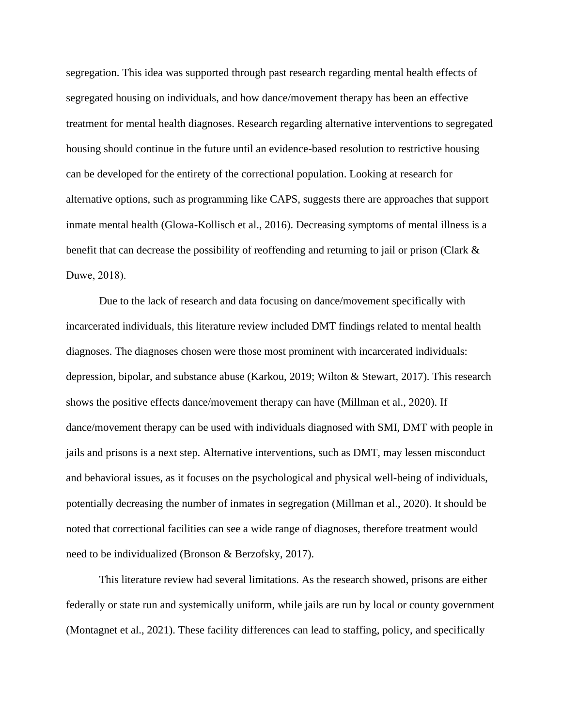segregation. This idea was supported through past research regarding mental health effects of segregated housing on individuals, and how dance/movement therapy has been an effective treatment for mental health diagnoses. Research regarding alternative interventions to segregated housing should continue in the future until an evidence-based resolution to restrictive housing can be developed for the entirety of the correctional population. Looking at research for alternative options, such as programming like CAPS, suggests there are approaches that support inmate mental health (Glowa-Kollisch et al., 2016). Decreasing symptoms of mental illness is a benefit that can decrease the possibility of reoffending and returning to jail or prison (Clark & Duwe, 2018).

Due to the lack of research and data focusing on dance/movement specifically with incarcerated individuals, this literature review included DMT findings related to mental health diagnoses. The diagnoses chosen were those most prominent with incarcerated individuals: depression, bipolar, and substance abuse (Karkou, 2019; Wilton & Stewart, 2017). This research shows the positive effects dance/movement therapy can have (Millman et al., 2020). If dance/movement therapy can be used with individuals diagnosed with SMI, DMT with people in jails and prisons is a next step. Alternative interventions, such as DMT, may lessen misconduct and behavioral issues, as it focuses on the psychological and physical well-being of individuals, potentially decreasing the number of inmates in segregation (Millman et al., 2020). It should be noted that correctional facilities can see a wide range of diagnoses, therefore treatment would need to be individualized (Bronson & Berzofsky, 2017).

This literature review had several limitations. As the research showed, prisons are either federally or state run and systemically uniform, while jails are run by local or county government (Montagnet et al., 2021). These facility differences can lead to staffing, policy, and specifically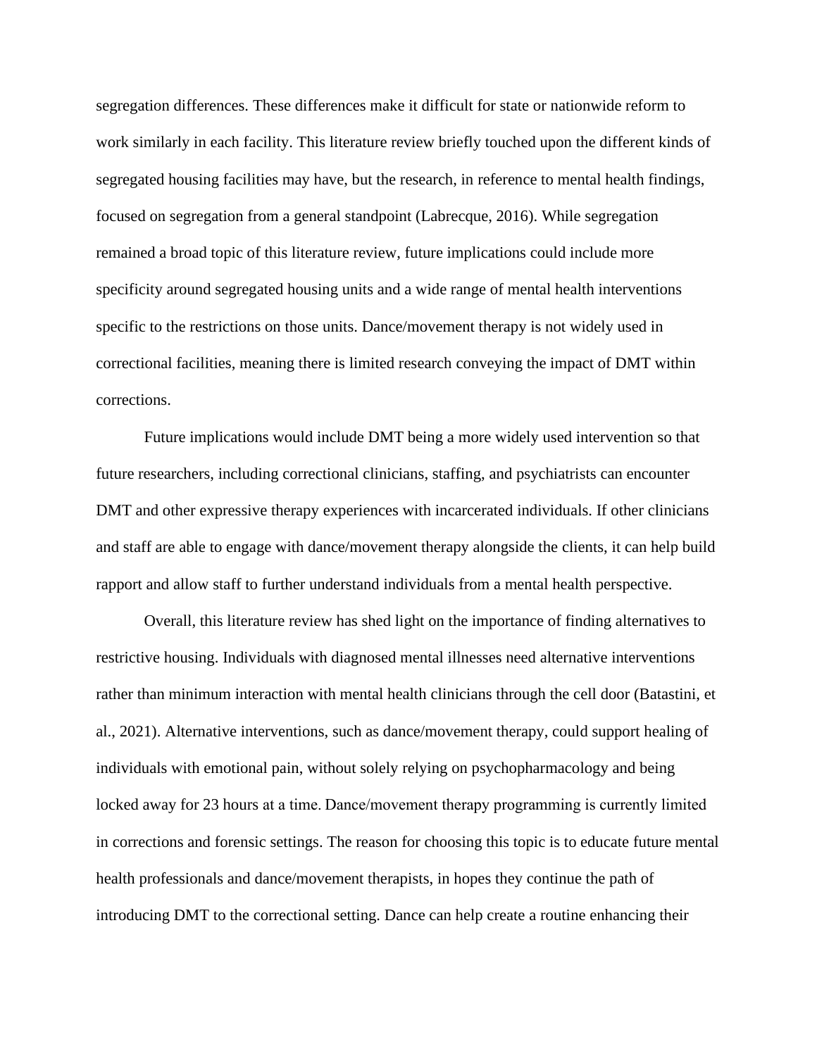segregation differences. These differences make it difficult for state or nationwide reform to work similarly in each facility. This literature review briefly touched upon the different kinds of segregated housing facilities may have, but the research, in reference to mental health findings, focused on segregation from a general standpoint (Labrecque, 2016). While segregation remained a broad topic of this literature review, future implications could include more specificity around segregated housing units and a wide range of mental health interventions specific to the restrictions on those units. Dance/movement therapy is not widely used in correctional facilities, meaning there is limited research conveying the impact of DMT within corrections.

Future implications would include DMT being a more widely used intervention so that future researchers, including correctional clinicians, staffing, and psychiatrists can encounter DMT and other expressive therapy experiences with incarcerated individuals. If other clinicians and staff are able to engage with dance/movement therapy alongside the clients, it can help build rapport and allow staff to further understand individuals from a mental health perspective.

Overall, this literature review has shed light on the importance of finding alternatives to restrictive housing. Individuals with diagnosed mental illnesses need alternative interventions rather than minimum interaction with mental health clinicians through the cell door (Batastini, et al., 2021). Alternative interventions, such as dance/movement therapy, could support healing of individuals with emotional pain, without solely relying on psychopharmacology and being locked away for 23 hours at a time. Dance/movement therapy programming is currently limited in corrections and forensic settings. The reason for choosing this topic is to educate future mental health professionals and dance/movement therapists, in hopes they continue the path of introducing DMT to the correctional setting. Dance can help create a routine enhancing their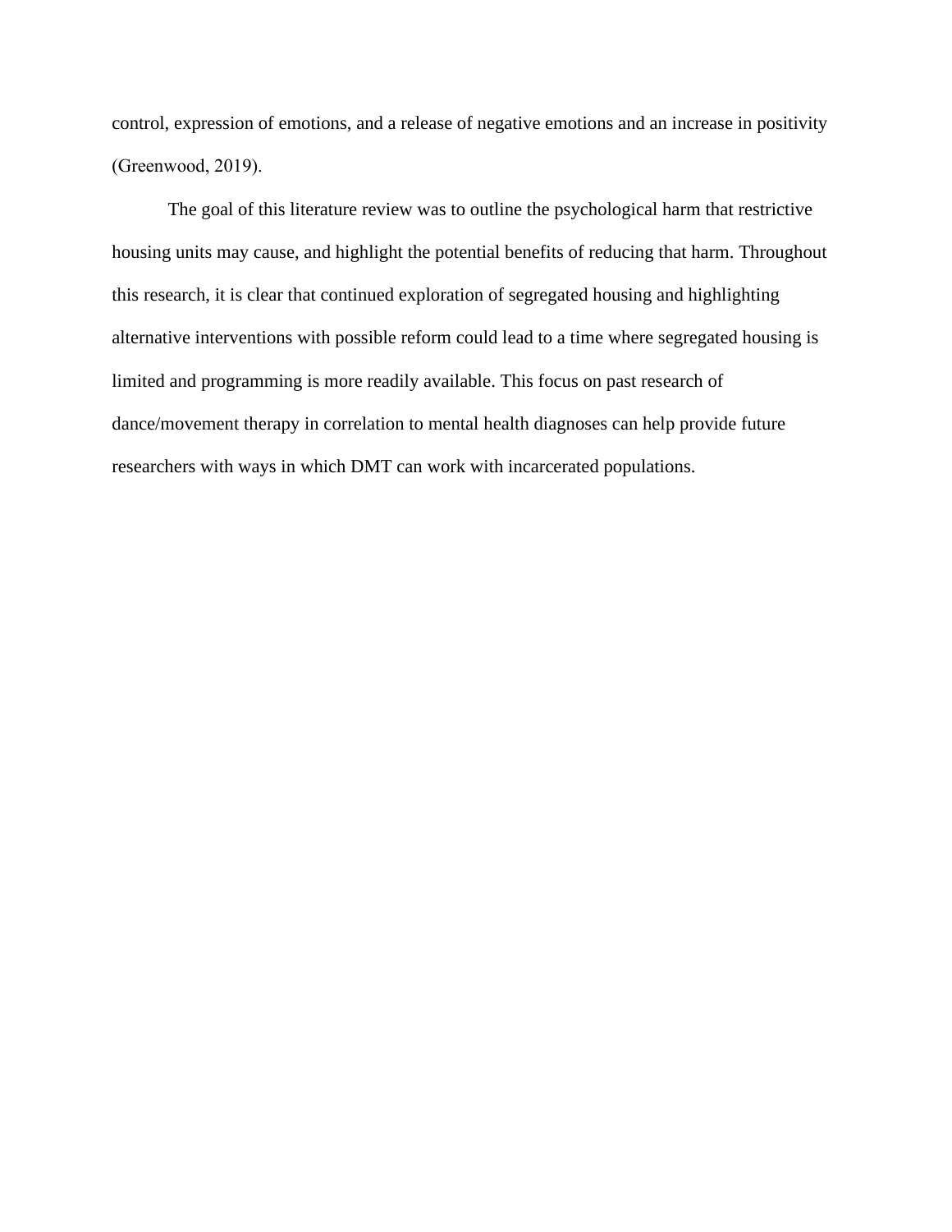control, expression of emotions, and a release of negative emotions and an increase in positivity (Greenwood, 2019).

The goal of this literature review was to outline the psychological harm that restrictive housing units may cause, and highlight the potential benefits of reducing that harm. Throughout this research, it is clear that continued exploration of segregated housing and highlighting alternative interventions with possible reform could lead to a time where segregated housing is limited and programming is more readily available. This focus on past research of dance/movement therapy in correlation to mental health diagnoses can help provide future researchers with ways in which DMT can work with incarcerated populations.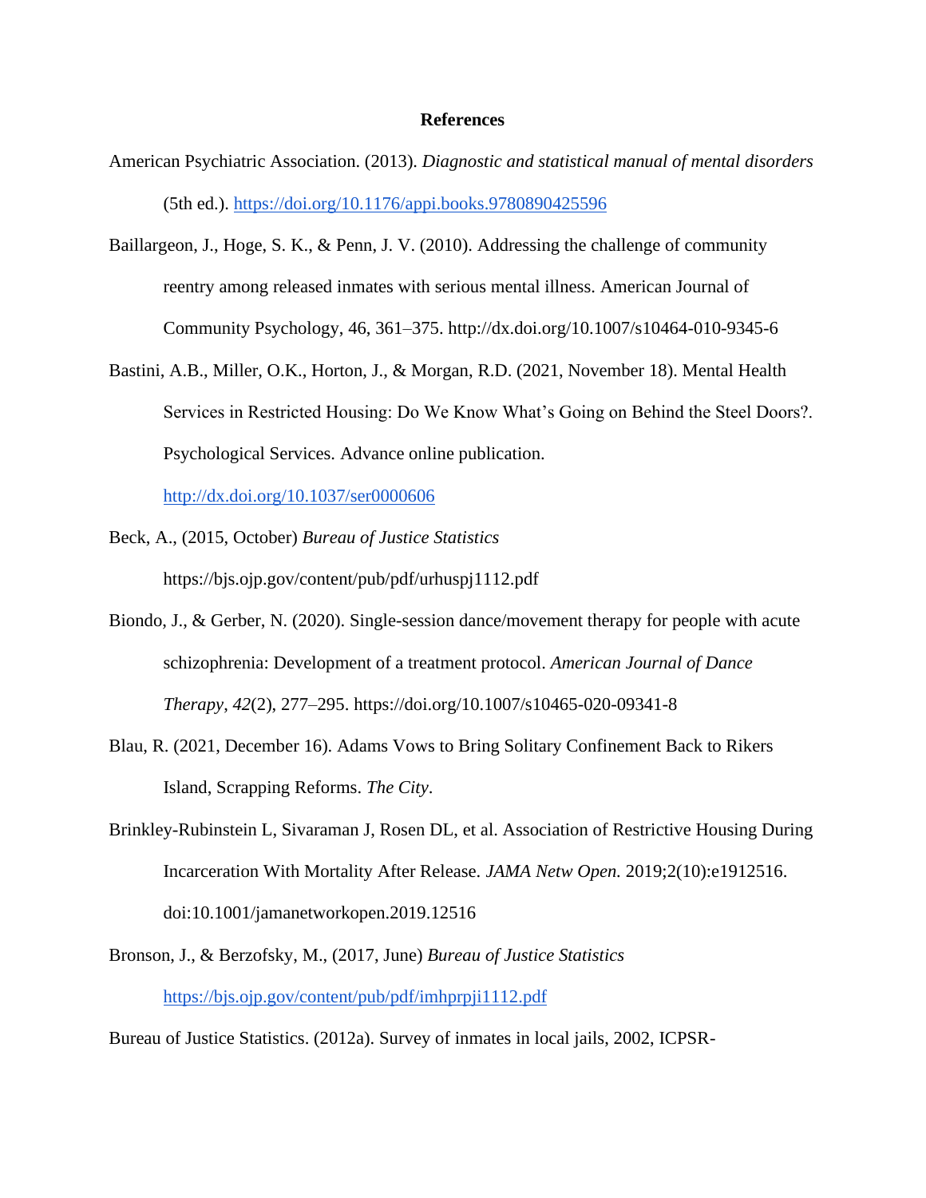**References**

American Psychiatric Association. (2013). *Diagnostic and statistical manual of mental disorders* (5th ed.). https://doi.org/10.1176/appi.books.9780890425596

Baillargeon, J., Hoge, S. K., & Penn, J. V. (2010). Addressing the challenge of community reentry among released inmates with serious mental illness. American Journal of Community Psychology, 46, 361–375. http://dx.doi.org/10.1007/s10464-010-9345-6

Bastini, A.B., Miller, O.K., Horton, J., & Morgan, R.D. (2021, November 18). Mental Health Services in Restricted Housing: Do We Know What's Going on Behind the Steel Doors?. Psychological Services. Advance online publication. http://dx.doi.org/10.1037/ser0000606

Beck, A., (2015, October) *Bureau of Justice Statistics* https://bjs.ojp.gov/content/pub/pdf/urhuspj1112.pdf

Biondo, J., & Gerber, N. (2020). Single-session dance/movement therapy for people with acute schizophrenia: Development of a treatment protocol. *American Journal of Dance Therapy*, *42*(2), 277–295. https://doi.org/10.1007/s10465-020-09341-8

Blau, R. (2021, December 16). Adams Vows to Bring Solitary Confinement Back to Rikers Island, Scrapping Reforms. *The City*.

Brinkley-Rubinstein L, Sivaraman J, Rosen DL, et al. Association of Restrictive Housing During Incarceration With Mortality After Release. *JAMA Netw Open.* 2019;2(10):e1912516. doi:10.1001/jamanetworkopen.2019.12516

Bronson, J., & Berzofsky, M., (2017, June) *Bureau of Justice Statistics* https://bjs.ojp.gov/content/pub/pdf/imhprpji1112.pdf

Bureau of Justice Statistics. (2012a). Survey of inmates in local jails, 2002, ICPSR-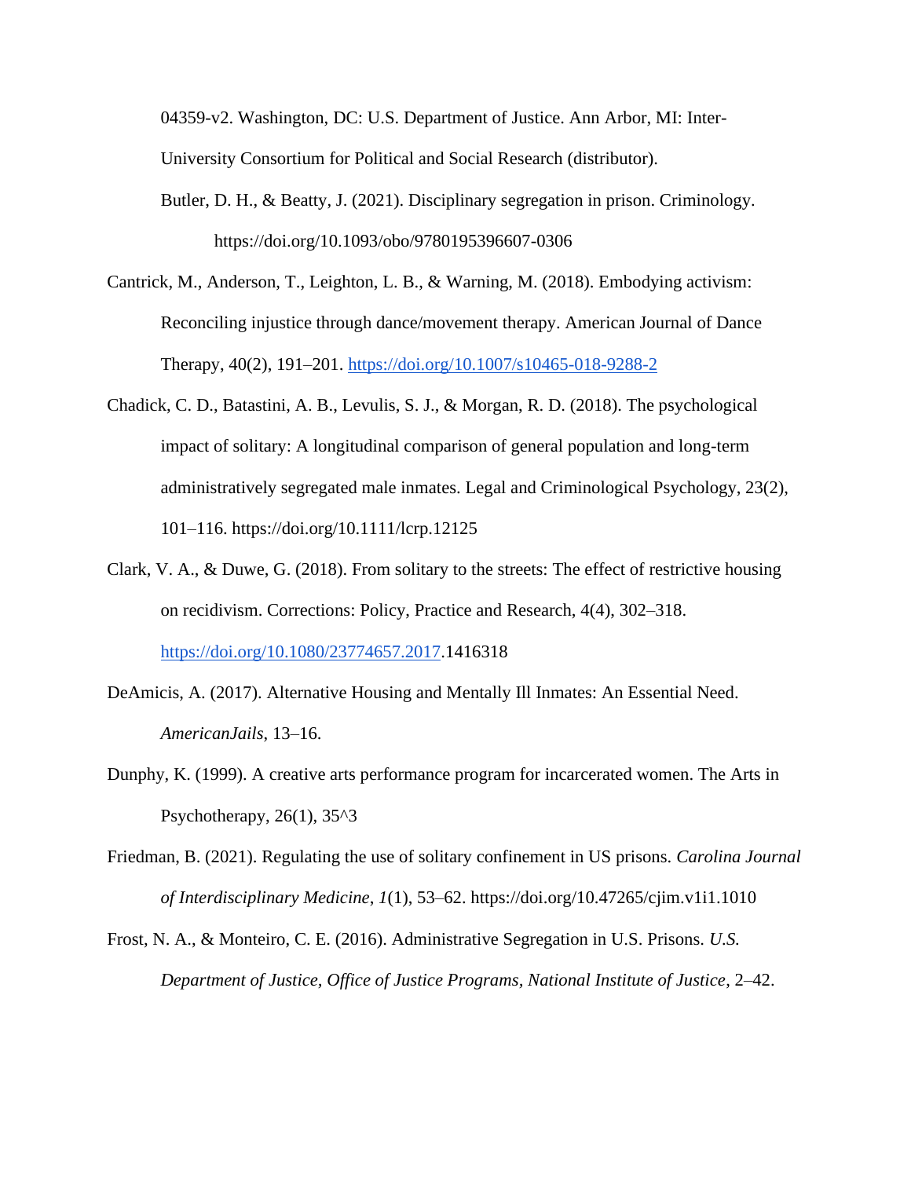04359-v2. Washington, DC: U.S. Department of Justice. Ann Arbor, MI: Inter-University Consortium for Political and Social Research (distributor).

Butler, D. H., & Beatty, J. (2021). Disciplinary segregation in prison. Criminology. https://doi.org/10.1093/obo/9780195396607-0306

Cantrick, M., Anderson, T., Leighton, L. B., & Warning, M. (2018). Embodying activism: Reconciling injustice through dance/movement therapy. American Journal of Dance Therapy, 40(2), 191–201. https://doi.org/10.1007/s10465-018-9288-2

Chadick, C. D., Batastini, A. B., Levulis, S. J., & Morgan, R. D. (2018). The psychological impact of solitary: A longitudinal comparison of general population and long-term administratively segregated male inmates. Legal and Criminological Psychology, 23(2), 101–116. https://doi.org/10.1111/lcrp.12125

Clark, V. A., & Duwe, G. (2018). From solitary to the streets: The effect of restrictive housing on recidivism. Corrections: Policy, Practice and Research, 4(4), 302–318. https://doi.org/10.1080/23774657.2017.1416318

DeAmicis, A. (2017). Alternative Housing and Mentally Ill Inmates: An Essential Need. *AmericanJails*, 13–16.

Dunphy, K. (1999). A creative arts performance program for incarcerated women. The Arts in Psychotherapy, 26(1), 35^3

Friedman, B. (2021). Regulating the use of solitary confinement in US prisons. *Carolina Journal of Interdisciplinary Medicine*, *1*(1), 53–62. https://doi.org/10.47265/cjim.v1i1.1010

Frost, N. A., & Monteiro, C. E. (2016). Administrative Segregation in U.S. Prisons. *U.S. Department of Justice, Office of Justice Programs, National Institute of Justice*, 2–42.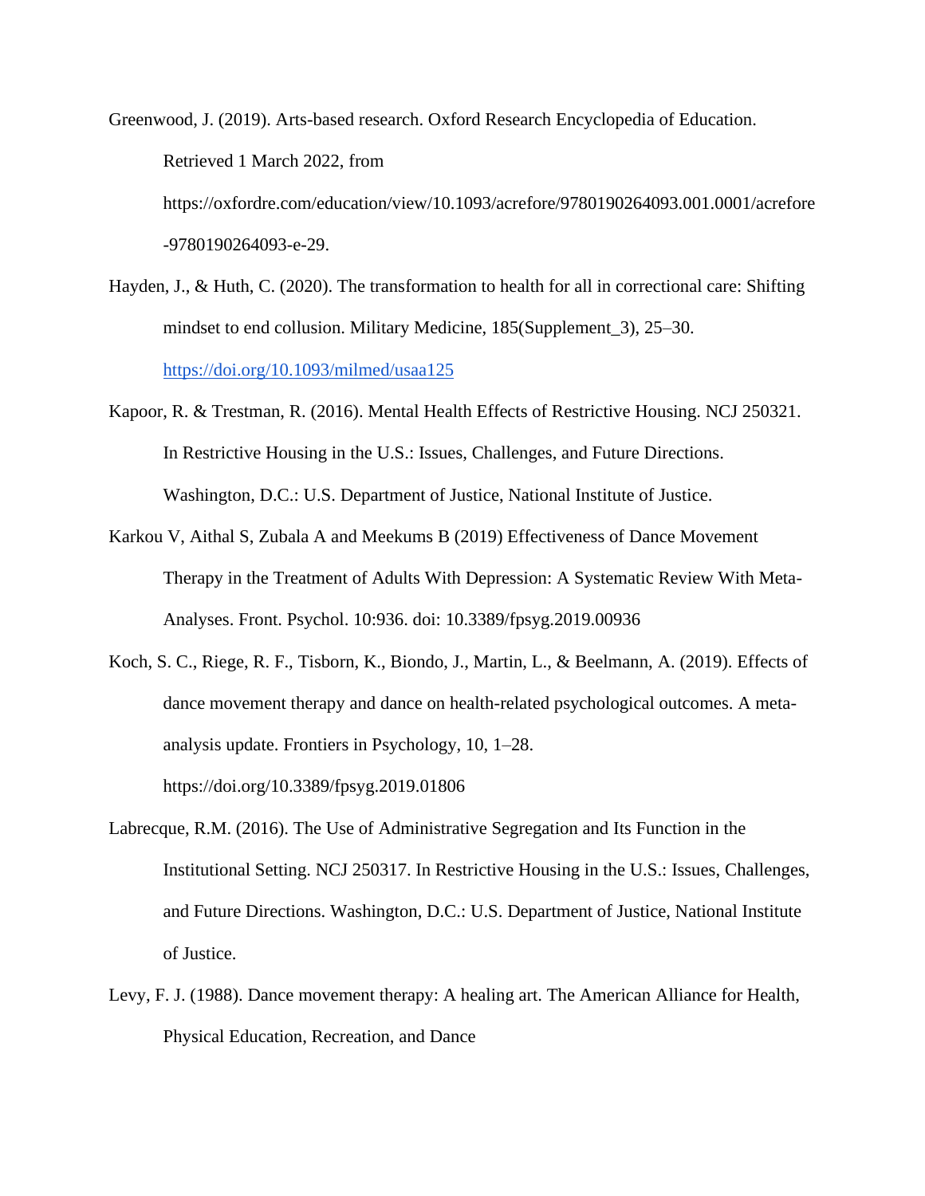Greenwood, J. (2019). Arts-based research. Oxford Research Encyclopedia of Education. Retrieved 1 March 2022, from https://oxfordre.com/education/view/10.1093/acrefore/9780190264093.001.0001/acrefore-9780190264093-e-29.

Hayden, J., & Huth, C. (2020). The transformation to health for all in correctional care: Shifting mindset to end collusion. Military Medicine, 185(Supplement_3), 25–30. https://doi.org/10.1093/milmed/usaa125

Kapoor, R. & Trestman, R. (2016). Mental Health Effects of Restrictive Housing. NCJ 250321. In Restrictive Housing in the U.S.: Issues, Challenges, and Future Directions. Washington, D.C.: U.S. Department of Justice, National Institute of Justice.

Karkou V, Aithal S, Zubala A and Meekums B (2019) Effectiveness of Dance Movement Therapy in the Treatment of Adults With Depression: A Systematic Review With Meta-Analyses. Front. Psychol. 10:936. doi: 10.3389/fpsyg.2019.00936

Koch, S. C., Riege, R. F., Tisborn, K., Biondo, J., Martin, L., & Beelmann, A. (2019). Effects of dance movement therapy and dance on health-related psychological outcomes. A meta-analysis update. Frontiers in Psychology, 10, 1–28. https://doi.org/10.3389/fpsyg.2019.01806

Labrecque, R.M. (2016). The Use of Administrative Segregation and Its Function in the Institutional Setting. NCJ 250317. In Restrictive Housing in the U.S.: Issues, Challenges, and Future Directions. Washington, D.C.: U.S. Department of Justice, National Institute of Justice.

Levy, F. J. (1988). Dance movement therapy: A healing art. The American Alliance for Health, Physical Education, Recreation, and Dance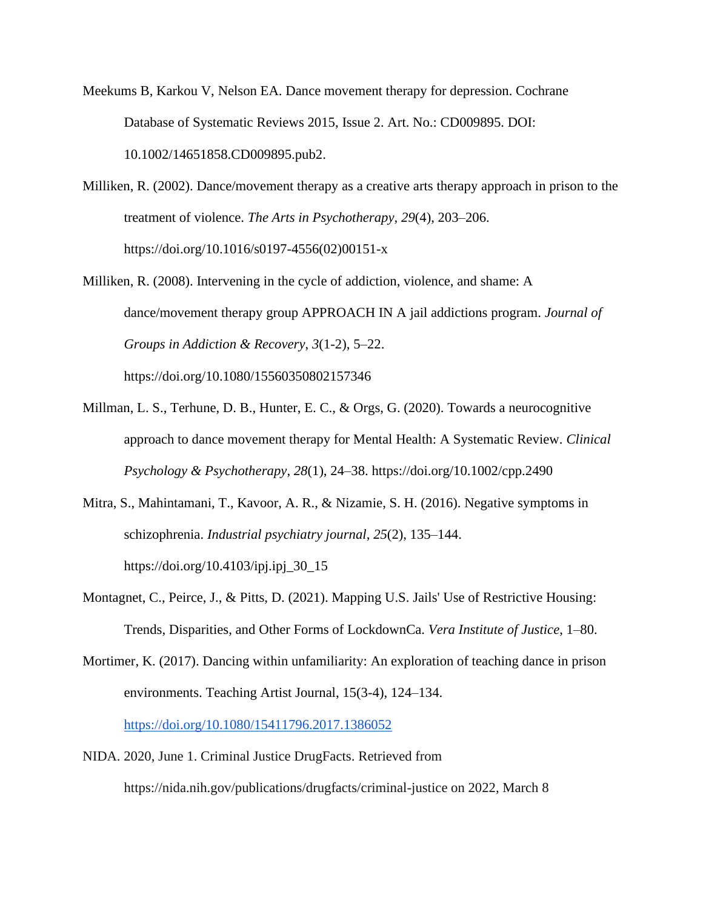Meekums B, Karkou V, Nelson EA. Dance movement therapy for depression. Cochrane Database of Systematic Reviews 2015, Issue 2. Art. No.: CD009895. DOI: 10.1002/14651858.CD009895.pub2.

Milliken, R. (2002). Dance/movement therapy as a creative arts therapy approach in prison to the treatment of violence. *The Arts in Psychotherapy*, *29*(4), 203–206. https://doi.org/10.1016/s0197-4556(02)00151-x

Milliken, R. (2008). Intervening in the cycle of addiction, violence, and shame: A dance/movement therapy group APPROACH IN A jail addictions program. *Journal of Groups in Addiction & Recovery*, *3*(1-2), 5–22. https://doi.org/10.1080/15560350802157346

Millman, L. S., Terhune, D. B., Hunter, E. C., & Orgs, G. (2020). Towards a neurocognitive approach to dance movement therapy for Mental Health: A Systematic Review. *Clinical Psychology & Psychotherapy*, *28*(1), 24–38. https://doi.org/10.1002/cpp.2490

Mitra, S., Mahintamani, T., Kavoor, A. R., & Nizamie, S. H. (2016). Negative symptoms in schizophrenia. *Industrial psychiatry journal*, *25*(2), 135–144. https://doi.org/10.4103/ipj.ipj_30_15

Montagnet, C., Peirce, J., & Pitts, D. (2021). Mapping U.S. Jails' Use of Restrictive Housing: Trends, Disparities, and Other Forms of LockdownCa. *Vera Institute of Justice*, 1–80.

Mortimer, K. (2017). Dancing within unfamiliarity: An exploration of teaching dance in prison environments. Teaching Artist Journal, 15(3-4), 124–134. https://doi.org/10.1080/15411796.2017.1386052

NIDA. 2020, June 1. Criminal Justice DrugFacts. Retrieved from https://nida.nih.gov/publications/drugfacts/criminal-justice on 2022, March 8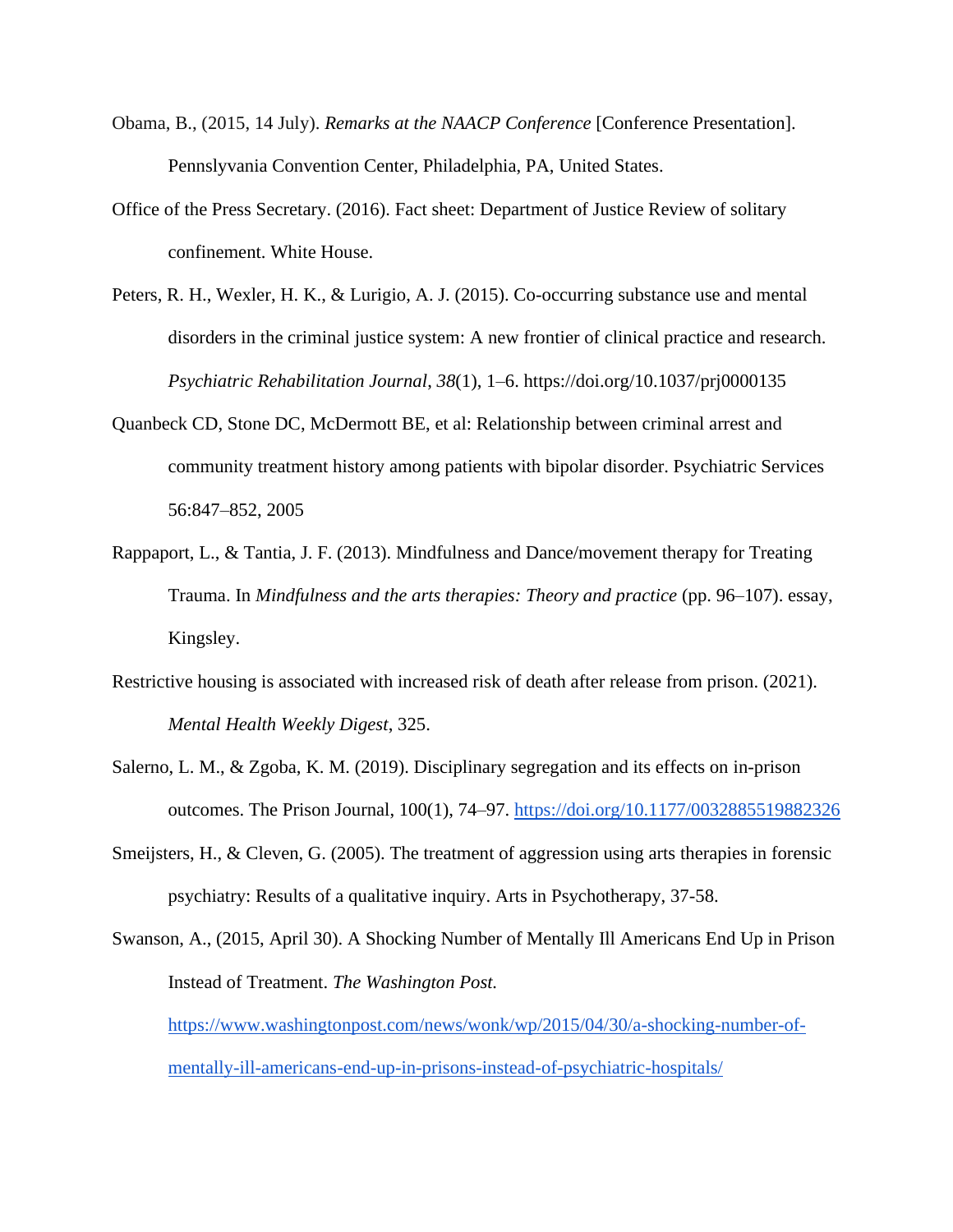Obama, B., (2015, 14 July). *Remarks at the NAACP Conference* [Conference Presentation]. Pennslyvania Convention Center, Philadelphia, PA, United States.

Office of the Press Secretary. (2016). Fact sheet: Department of Justice Review of solitary confinement. White House.

Peters, R. H., Wexler, H. K., & Lurigio, A. J. (2015). Co-occurring substance use and mental disorders in the criminal justice system: A new frontier of clinical practice and research. *Psychiatric Rehabilitation Journal*, *38*(1), 1–6. https://doi.org/10.1037/prj0000135

Quanbeck CD, Stone DC, McDermott BE, et al: Relationship between criminal arrest and community treatment history among patients with bipolar disorder. Psychiatric Services 56:847–852, 2005

Rappaport, L., & Tantia, J. F. (2013). Mindfulness and Dance/movement therapy for Treating Trauma. In *Mindfulness and the arts therapies: Theory and practice* (pp. 96–107). essay, Kingsley.

Restrictive housing is associated with increased risk of death after release from prison. (2021). *Mental Health Weekly Digest*, 325.

Salerno, L. M., & Zgoba, K. M. (2019). Disciplinary segregation and its effects on in-prison outcomes. The Prison Journal, 100(1), 74–97. https://doi.org/10.1177/0032885519882326

Smeijsters, H., & Cleven, G. (2005). The treatment of aggression using arts therapies in forensic psychiatry: Results of a qualitative inquiry. Arts in Psychotherapy, 37-58.

Swanson, A., (2015, April 30). A Shocking Number of Mentally Ill Americans End Up in Prison Instead of Treatment. *The Washington Post.* https://www.washingtonpost.com/news/wonk/wp/2015/04/30/a-shocking-number-of-mentally-ill-americans-end-up-in-prisons-instead-of-psychiatric-hospitals/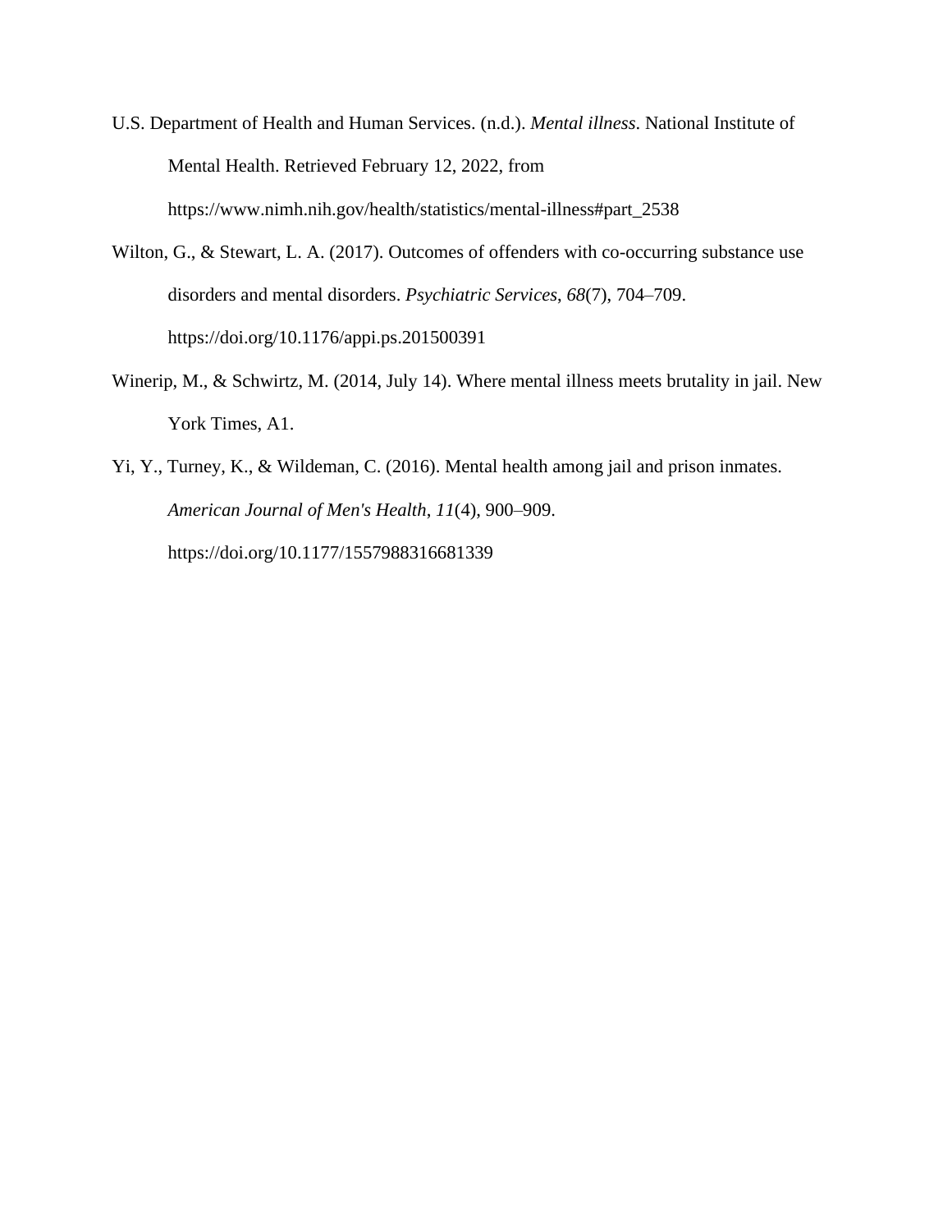U.S. Department of Health and Human Services. (n.d.). *Mental illness*. National Institute of Mental Health. Retrieved February 12, 2022, from https://www.nimh.nih.gov/health/statistics/mental-illness#part_2538

Wilton, G., & Stewart, L. A. (2017). Outcomes of offenders with co-occurring substance use disorders and mental disorders. *Psychiatric Services*, *68*(7), 704–709. https://doi.org/10.1176/appi.ps.201500391

Winerip, M., & Schwirtz, M. (2014, July 14). Where mental illness meets brutality in jail. New York Times, A1.

Yi, Y., Turney, K., & Wildeman, C. (2016). Mental health among jail and prison inmates. *American Journal of Men's Health*, *11*(4), 900–909. https://doi.org/10.1177/1557988316681339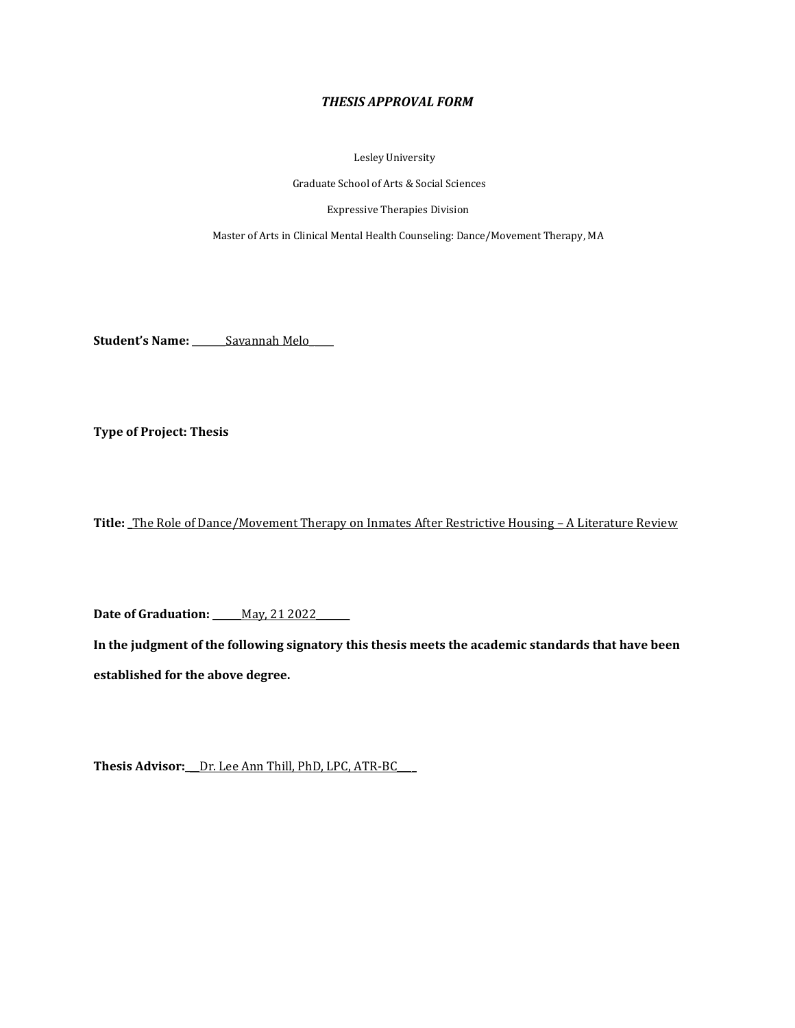***THESIS APPROVAL FORM***

Lesley University

Graduate School of Arts & Social Sciences

Expressive Therapies Division

Master of Arts in Clinical Mental Health Counseling: Dance/Movement Therapy, MA

**Student's Name:** _______Savannah Melo_____

**Type of Project: Thesis**

**Title:** _The Role of Dance/Movement Therapy on Inmates After Restrictive Housing – A Literature Review

**Date of Graduation:** ______May, 21 2022_______

**In the judgment of the following signatory this thesis meets the academic standards that have been established for the above degree.**

**Thesis Advisor:**__Dr. Lee Ann Thill, PhD, LPC, ATR-BC___